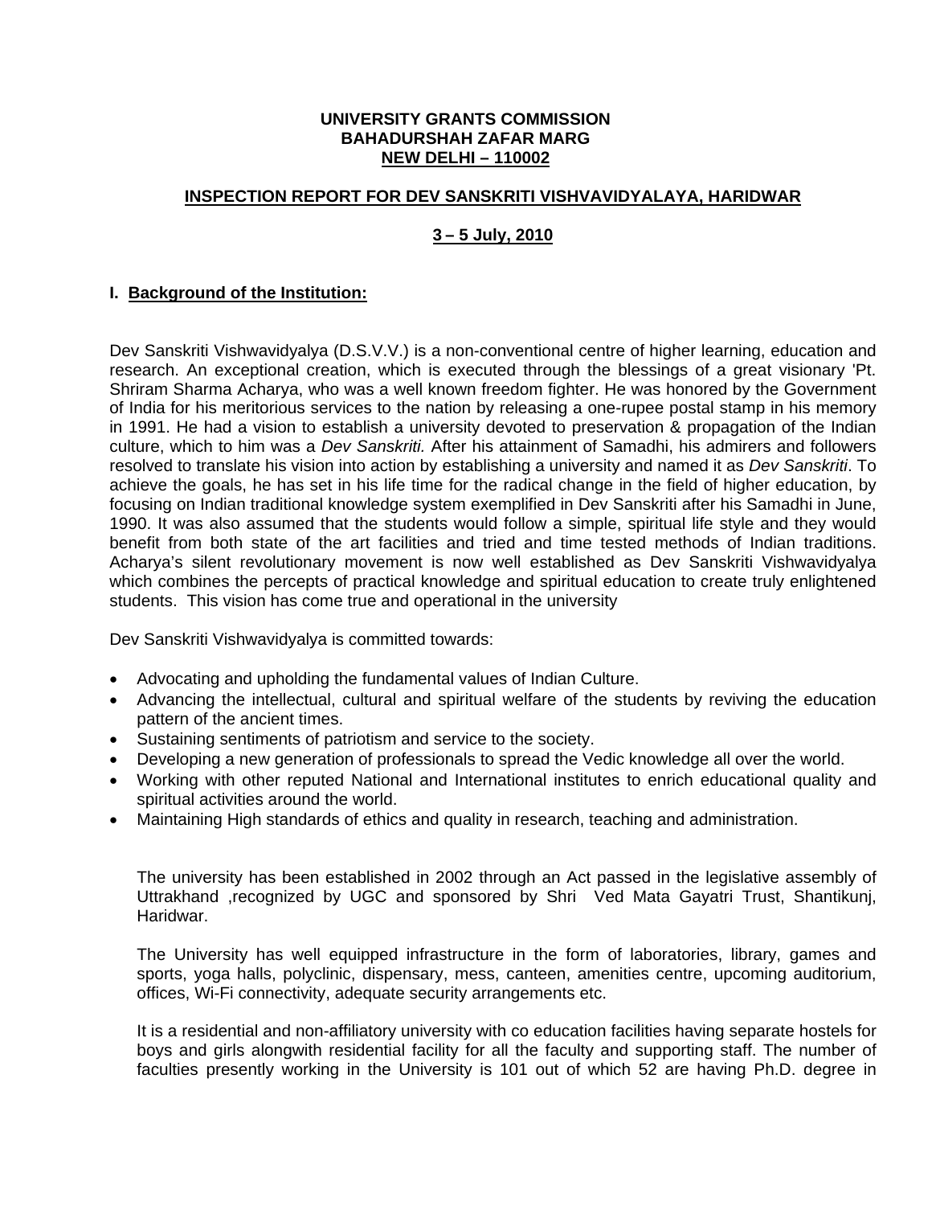**UNIVERSITY GRANTS COMMISSION**
**BAHADURSHAH ZAFAR MARG**
**NEW DELHI – 110002**

## INSPECTION REPORT FOR DEV SANSKRITI VISHVAVIDYALAYA, HARIDWAR

**3 – 5 July, 2010**

### I. Background of the Institution:

Dev Sanskriti Vishwavidyalya (D.S.V.V.) is a non-conventional centre of higher learning, education and research. An exceptional creation, which is executed through the blessings of a great visionary 'Pt. Shriram Sharma Acharya, who was a well known freedom fighter. He was honored by the Government of India for his meritorious services to the nation by releasing a one-rupee postal stamp in his memory in 1991. He had a vision to establish a university devoted to preservation & propagation of the Indian culture, which to him was a *Dev Sanskriti.* After his attainment of Samadhi, his admirers and followers resolved to translate his vision into action by establishing a university and named it as *Dev Sanskriti*. To achieve the goals, he has set in his life time for the radical change in the field of higher education, by focusing on Indian traditional knowledge system exemplified in Dev Sanskriti after his Samadhi in June, 1990. It was also assumed that the students would follow a simple, spiritual life style and they would benefit from both state of the art facilities and tried and time tested methods of Indian traditions. Acharya's silent revolutionary movement is now well established as Dev Sanskriti Vishwavidyalya which combines the percepts of practical knowledge and spiritual education to create truly enlightened students. This vision has come true and operational in the university

Dev Sanskriti Vishwavidyalya is committed towards:

- Advocating and upholding the fundamental values of Indian Culture.
- Advancing the intellectual, cultural and spiritual welfare of the students by reviving the education pattern of the ancient times.
- Sustaining sentiments of patriotism and service to the society.
- Developing a new generation of professionals to spread the Vedic knowledge all over the world.
- Working with other reputed National and International institutes to enrich educational quality and spiritual activities around the world.
- Maintaining High standards of ethics and quality in research, teaching and administration.

The university has been established in 2002 through an Act passed in the legislative assembly of Uttrakhand ,recognized by UGC and sponsored by Shri Ved Mata Gayatri Trust, Shantikunj, Haridwar.

The University has well equipped infrastructure in the form of laboratories, library, games and sports, yoga halls, polyclinic, dispensary, mess, canteen, amenities centre, upcoming auditorium, offices, Wi-Fi connectivity, adequate security arrangements etc.

It is a residential and non-affiliatory university with co education facilities having separate hostels for boys and girls alongwith residential facility for all the faculty and supporting staff. The number of faculties presently working in the University is 101 out of which 52 are having Ph.D. degree in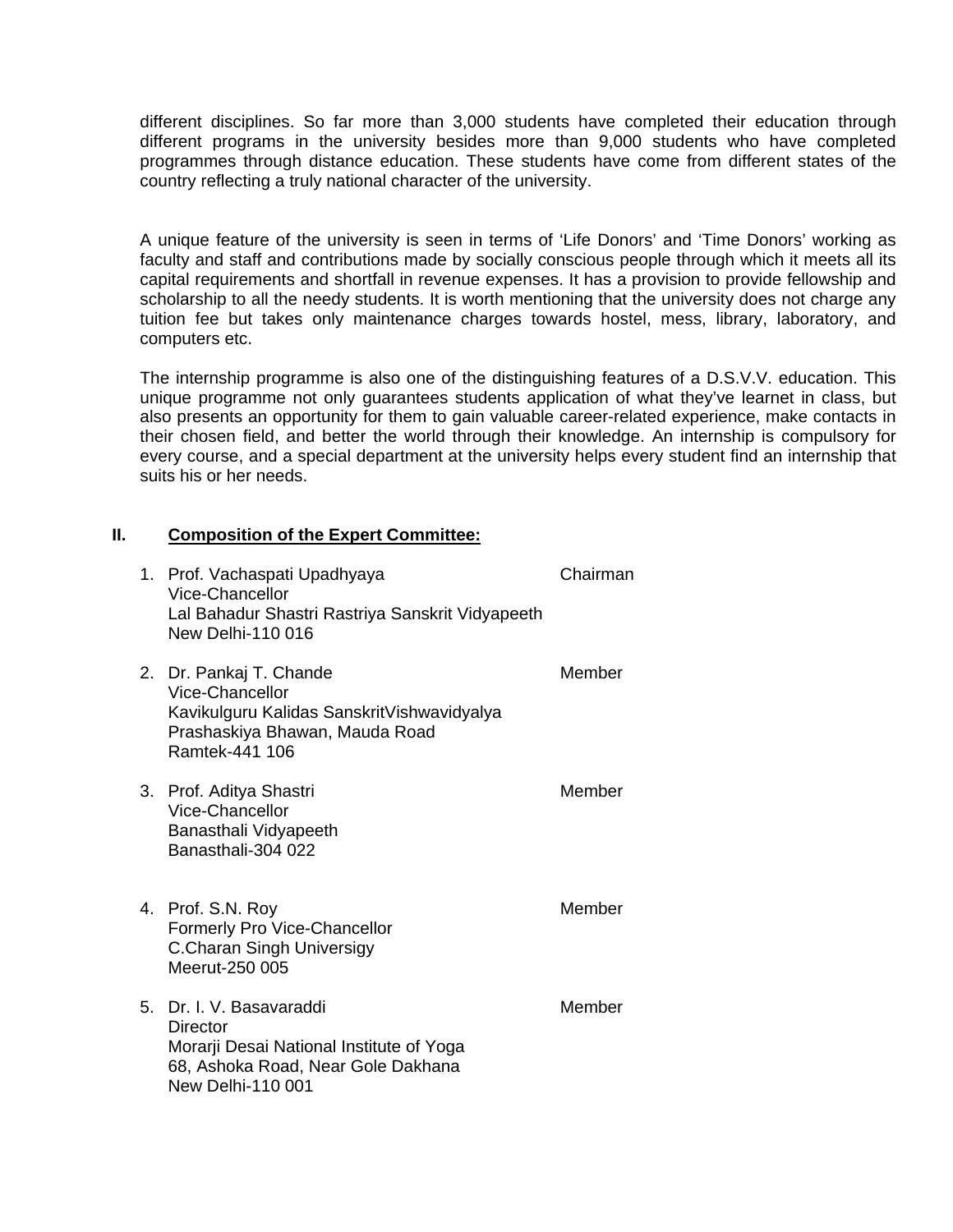different disciplines. So far more than 3,000 students have completed their education through different programs in the university besides more than 9,000 students who have completed programmes through distance education. These students have come from different states of the country reflecting a truly national character of the university.

A unique feature of the university is seen in terms of 'Life Donors' and 'Time Donors' working as faculty and staff and contributions made by socially conscious people through which it meets all its capital requirements and shortfall in revenue expenses. It has a provision to provide fellowship and scholarship to all the needy students. It is worth mentioning that the university does not charge any tuition fee but takes only maintenance charges towards hostel, mess, library, laboratory, and computers etc.

The internship programme is also one of the distinguishing features of a D.S.V.V. education. This unique programme not only guarantees students application of what they've learnet in class, but also presents an opportunity for them to gain valuable career-related experience, make contacts in their chosen field, and better the world through their knowledge. An internship is compulsory for every course, and a special department at the university helps every student find an internship that suits his or her needs.

## II. Composition of the Expert Committee:

1. Prof. Vachaspati Upadhyaya — Chairman
   Vice-Chancellor
   Lal Bahadur Shastri Rastriya Sanskrit Vidyapeeth
   New Delhi-110 016

2. Dr. Pankaj T. Chande — Member
   Vice-Chancellor
   Kavikulguru Kalidas SanskritVishwavidyalya
   Prashaskiya Bhawan, Mauda Road
   Ramtek-441 106

3. Prof. Aditya Shastri — Member
   Vice-Chancellor
   Banasthali Vidyapeeth
   Banasthali-304 022

4. Prof. S.N. Roy — Member
   Formerly Pro Vice-Chancellor
   C.Charan Singh Universigy
   Meerut-250 005

5. Dr. I. V. Basavaraddi — Member
   Director
   Morarji Desai National Institute of Yoga
   68, Ashoka Road, Near Gole Dakhana
   New Delhi-110 001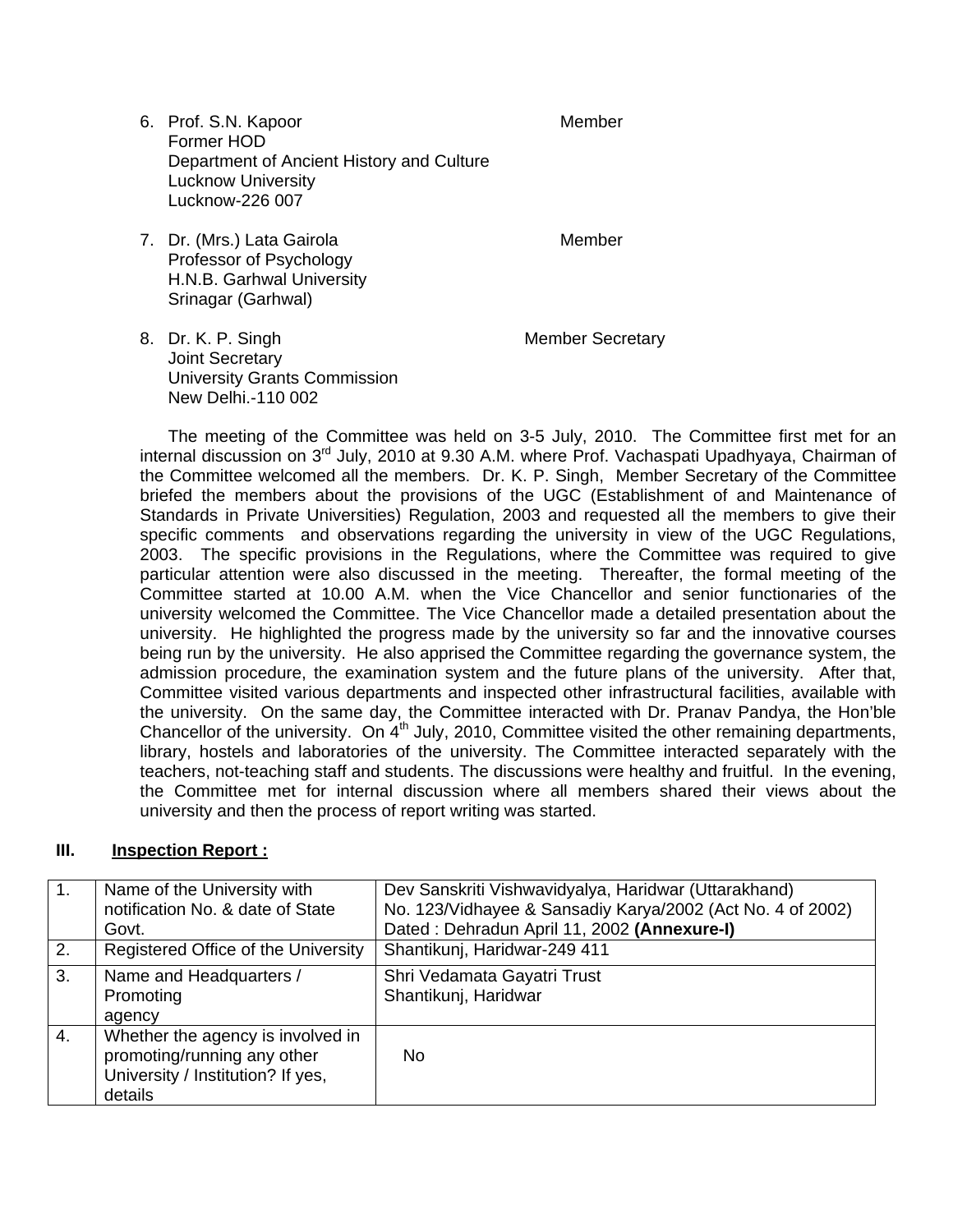6. Prof. S.N. Kapoor  
   Former HOD  
   Department of Ancient History and Culture  
   Lucknow University  
   Lucknow-226 007  
   Member

7. Dr. (Mrs.) Lata Gairola  
   Professor of Psychology  
   H.N.B. Garhwal University  
   Srinagar (Garhwal)  
   Member

8. Dr. K. P. Singh  
   Joint Secretary  
   University Grants Commission  
   New Delhi.-110 002  
   Member Secretary

The meeting of the Committee was held on 3-5 July, 2010. The Committee first met for an internal discussion on 3rd July, 2010 at 9.30 A.M. where Prof. Vachaspati Upadhyaya, Chairman of the Committee welcomed all the members. Dr. K. P. Singh, Member Secretary of the Committee briefed the members about the provisions of the UGC (Establishment of and Maintenance of Standards in Private Universities) Regulation, 2003 and requested all the members to give their specific comments and observations regarding the university in view of the UGC Regulations, 2003. The specific provisions in the Regulations, where the Committee was required to give particular attention were also discussed in the meeting. Thereafter, the formal meeting of the Committee started at 10.00 A.M. when the Vice Chancellor and senior functionaries of the university welcomed the Committee. The Vice Chancellor made a detailed presentation about the university. He highlighted the progress made by the university so far and the innovative courses being run by the university. He also apprised the Committee regarding the governance system, the admission procedure, the examination system and the future plans of the university. After that, Committee visited various departments and inspected other infrastructural facilities, available with the university. On the same day, the Committee interacted with Dr. Pranav Pandya, the Hon'ble Chancellor of the university. On 4th July, 2010, Committee visited the other remaining departments, library, hostels and laboratories of the university. The Committee interacted separately with the teachers, not-teaching staff and students. The discussions were healthy and fruitful. In the evening, the Committee met for internal discussion where all members shared their views about the university and then the process of report writing was started.

## III. Inspection Report :

| 1. | Name of the University with notification No. & date of State Govt. | Dev Sanskriti Vishwavidyalya, Haridwar (Uttarakhand)<br>No. 123/Vidhayee & Sansadiy Karya/2002 (Act No. 4 of 2002)<br>Dated : Dehradun April 11, 2002 **(Annexure-I)** |
|---|---|---|
| 2. | Registered Office of the University | Shantikunj, Haridwar-249 411 |
| 3. | Name and Headquarters / Promoting agency | Shri Vedamata Gayatri Trust<br>Shantikunj, Haridwar |
| 4. | Whether the agency is involved in promoting/running any other University / Institution? If yes, details | No |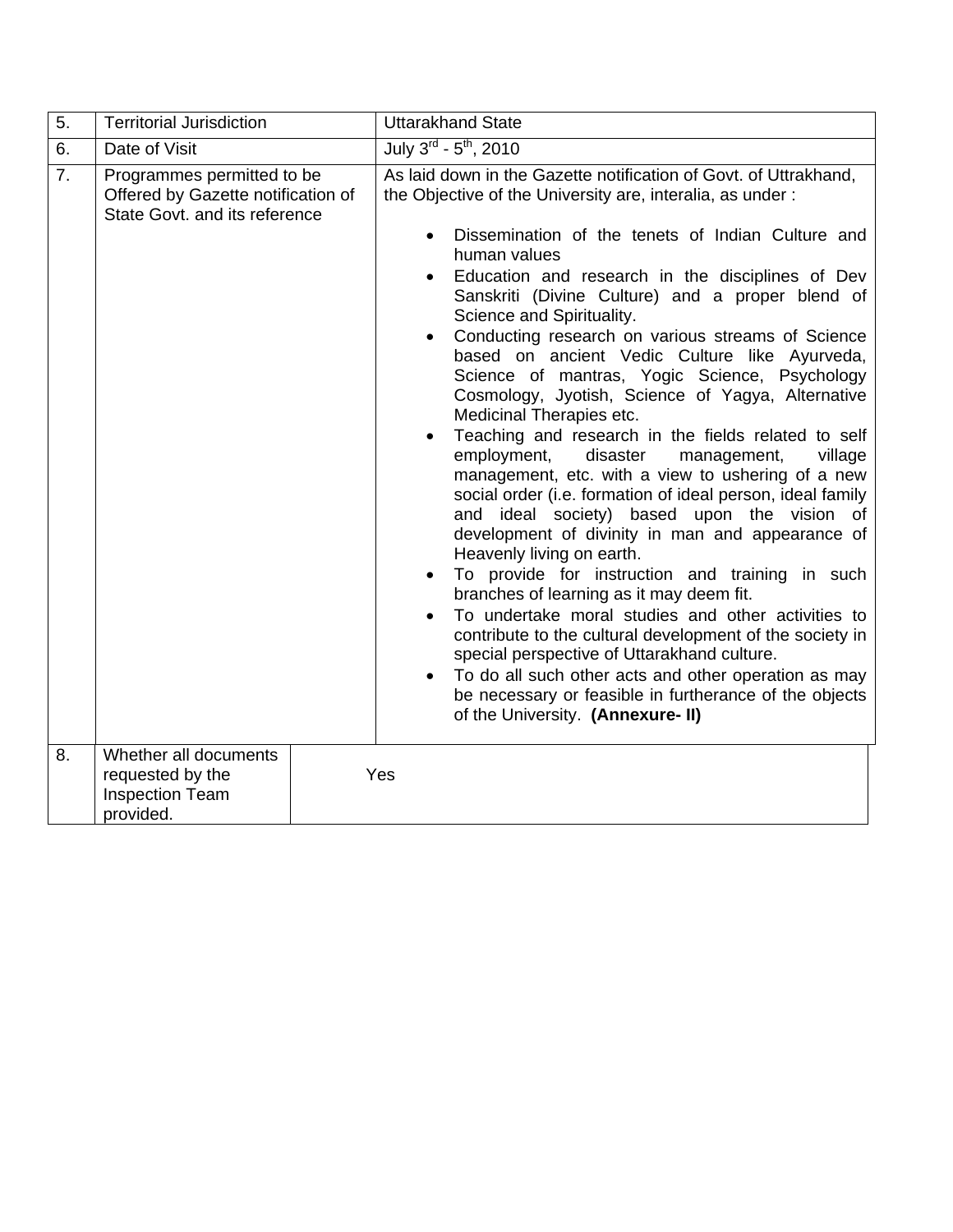| | | |
|---|---|---|
| 5. | Territorial Jurisdiction | Uttarakhand State |
| 6. | Date of Visit | July 3rd - 5th, 2010 |
| 7. | Programmes permitted to be Offered by Gazette notification of State Govt. and its reference | As laid down in the Gazette notification of Govt. of Uttrakhand, the Objective of the University are, interalia, as under :<br><br>• Dissemination of the tenets of Indian Culture and human values<br>• Education and research in the disciplines of Dev Sanskriti (Divine Culture) and a proper blend of Science and Spirituality.<br>• Conducting research on various streams of Science based on ancient Vedic Culture like Ayurveda, Science of mantras, Yogic Science, Psychology Cosmology, Jyotish, Science of Yagya, Alternative Medicinal Therapies etc.<br>• Teaching and research in the fields related to self employment, disaster management, village management, etc. with a view to ushering of a new social order (i.e. formation of ideal person, ideal family and ideal society) based upon the vision of development of divinity in man and appearance of Heavenly living on earth.<br>• To provide for instruction and training in such branches of learning as it may deem fit.<br>• To undertake moral studies and other activities to contribute to the cultural development of the society in special perspective of Uttarakhand culture.<br>• To do all such other acts and other operation as may be necessary or feasible in furtherance of the objects of the University. **(Annexure- II)** |
| 8. | Whether all documents requested by the Inspection Team provided. | Yes |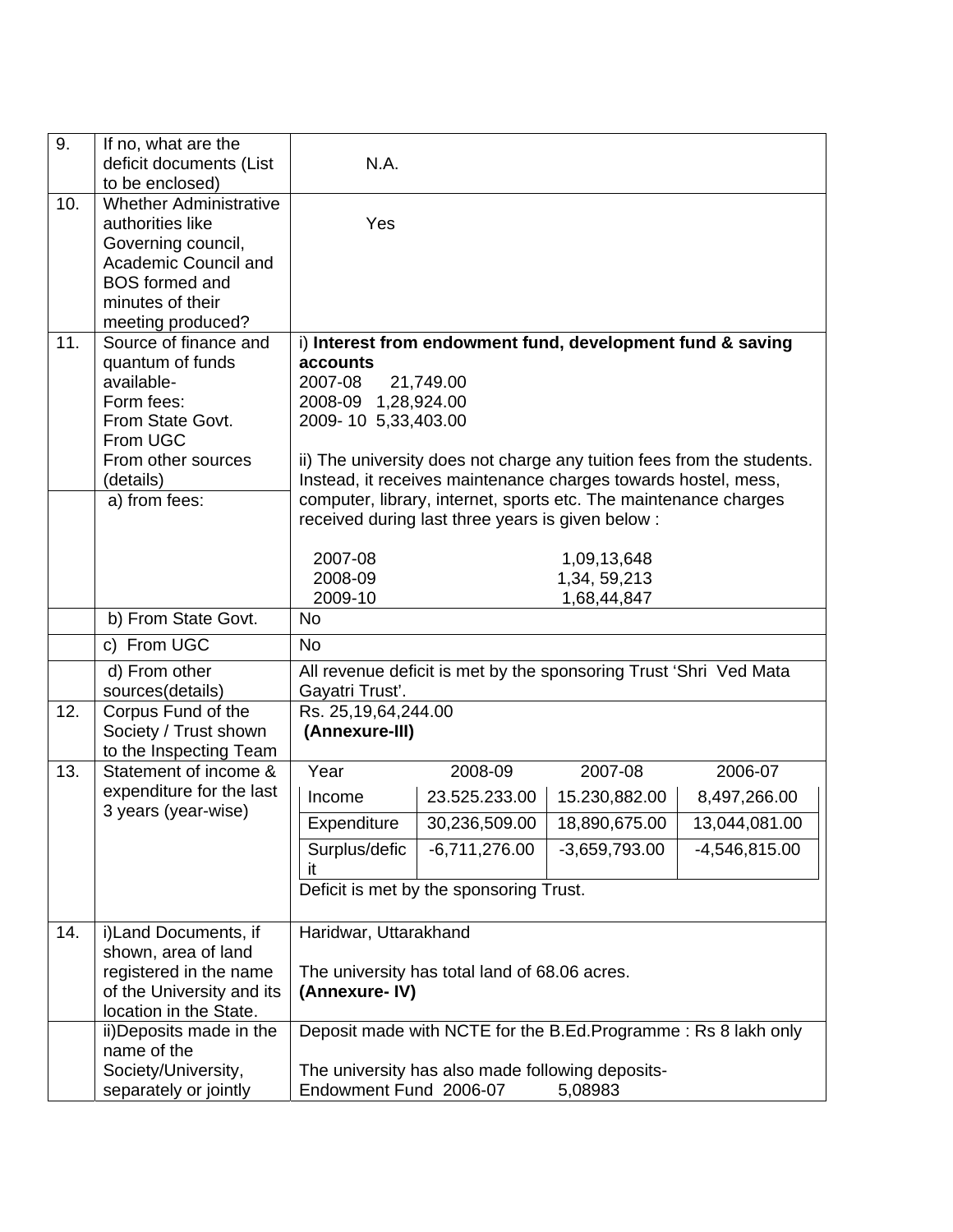| | | |
|---|---|---|
| 9. | If no, what are the deficit documents (List to be enclosed) | N.A. |
| 10. | Whether Administrative authorities like Governing council, Academic Council and BOS formed and minutes of their meeting produced? | Yes |
| 11. | Source of finance and quantum of funds available-<br>Form fees:<br>From State Govt.<br>From UGC<br>From other sources (details) | i) **Interest from endowment fund, development fund & saving accounts**<br>2007-08 21,749.00<br>2008-09 1,28,924.00<br>2009- 10 5,33,403.00<br><br>ii) The university does not charge any tuition fees from the students. Instead, it receives maintenance charges towards hostel, mess, computer, library, internet, sports etc. The maintenance charges received during last three years is given below :<br><br>2007-08 1,09,13,648<br>2008-09 1,34, 59,213<br>2009-10 1,68,44,847 |
| | a) from fees: | |
| | b) From State Govt. | No |
| | c) From UGC | No |
| | d) From other sources(details) | All revenue deficit is met by the sponsoring Trust 'Shri Ved Mata Gayatri Trust'. |
| 12. | Corpus Fund of the Society / Trust shown to the Inspecting Team | Rs. 25,19,64,244.00<br>**(Annexure-III)** |
| 13. | Statement of income & expenditure for the last 3 years (year-wise) | (see table below)<br>Deficit is met by the sponsoring Trust. |
| 14. | i)Land Documents, if shown, area of land registered in the name of the University and its location in the State. | Haridwar, Uttarakhand<br><br>The university has total land of 68.06 acres.<br>**(Annexure- IV)** |
| | ii)Deposits made in the name of the Society/University, separately or jointly | Deposit made with NCTE for the B.Ed.Programme : Rs 8 lakh only<br><br>The university has also made following deposits-<br>Endowment Fund 2006-07 5,08983 |

| Year | 2008-09 | 2007-08 | 2006-07 |
|---|---|---|---|
| Income | 23.525.233.00 | 15.230,882.00 | 8,497,266.00 |
| Expenditure | 30,236,509.00 | 18,890,675.00 | 13,044,081.00 |
| Surplus/deficit | -6,711,276.00 | -3,659,793.00 | -4,546,815.00 |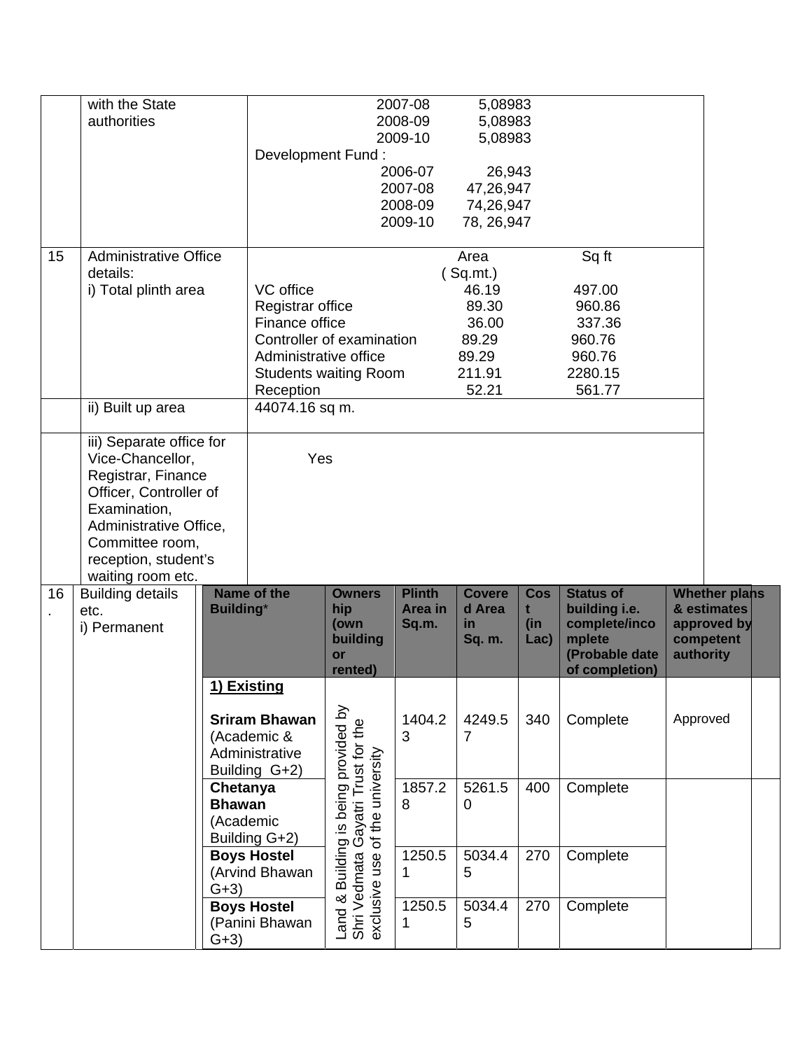| | | |
|---|---|---|
| | with the State authorities | 2007-08 5,08983<br>2008-09 5,08983<br>2009-10 5,08983<br>Development Fund :<br>2006-07 26,943<br>2007-08 47,26,947<br>2008-09 74,26,947<br>2009-10 78, 26,947 |
| 15 | Administrative Office details:<br>i) Total plinth area | Area ( Sq.mt.) / Sq ft<br>VC office 46.19 / 497.00<br>Registrar office 89.30 / 960.86<br>Finance office 36.00 / 337.36<br>Controller of examination 89.29 / 960.76<br>Administrative office 89.29 / 960.76<br>Students waiting Room 211.91 / 2280.15<br>Reception 52.21 / 561.77 |
| | ii) Built up area | 44074.16 sq m. |
| | iii) Separate office for Vice-Chancellor, Registrar, Finance Officer, Controller of Examination, Administrative Office, Committee room, reception, student's waiting room etc. | Yes |

| | | Name of the Building* | Ownership (own building or rented) | Plinth Area in Sq.m. | Covered Area in Sq. m. | Cost (in Lac) | Status of building i.e. complete/incomplete (Probable date of completion) | Whether plans & estimates approved by competent authority |
|---|---|---|---|---|---|---|---|---|
| 16. | Building details etc.<br>i) Permanent | **1) Existing**<br><br>**Sriram Bhawan** (Academic & Administrative Building G+2) | Land & Building is being provided by Shri Vedmata Gayatri Trust for the exclusive use of the university | 1404.23 | 4249.57 | 340 | Complete | Approved |
| | | **Chetanya Bhawan** (Academic Building G+2) | | 1857.28 | 5261.50 | 400 | Complete | |
| | | **Boys Hostel** (Arvind Bhawan G+3) | | 1250.51 | 5034.45 | 270 | Complete | |
| | | **Boys Hostel** (Panini Bhawan G+3) | | 1250.51 | 5034.45 | 270 | Complete | |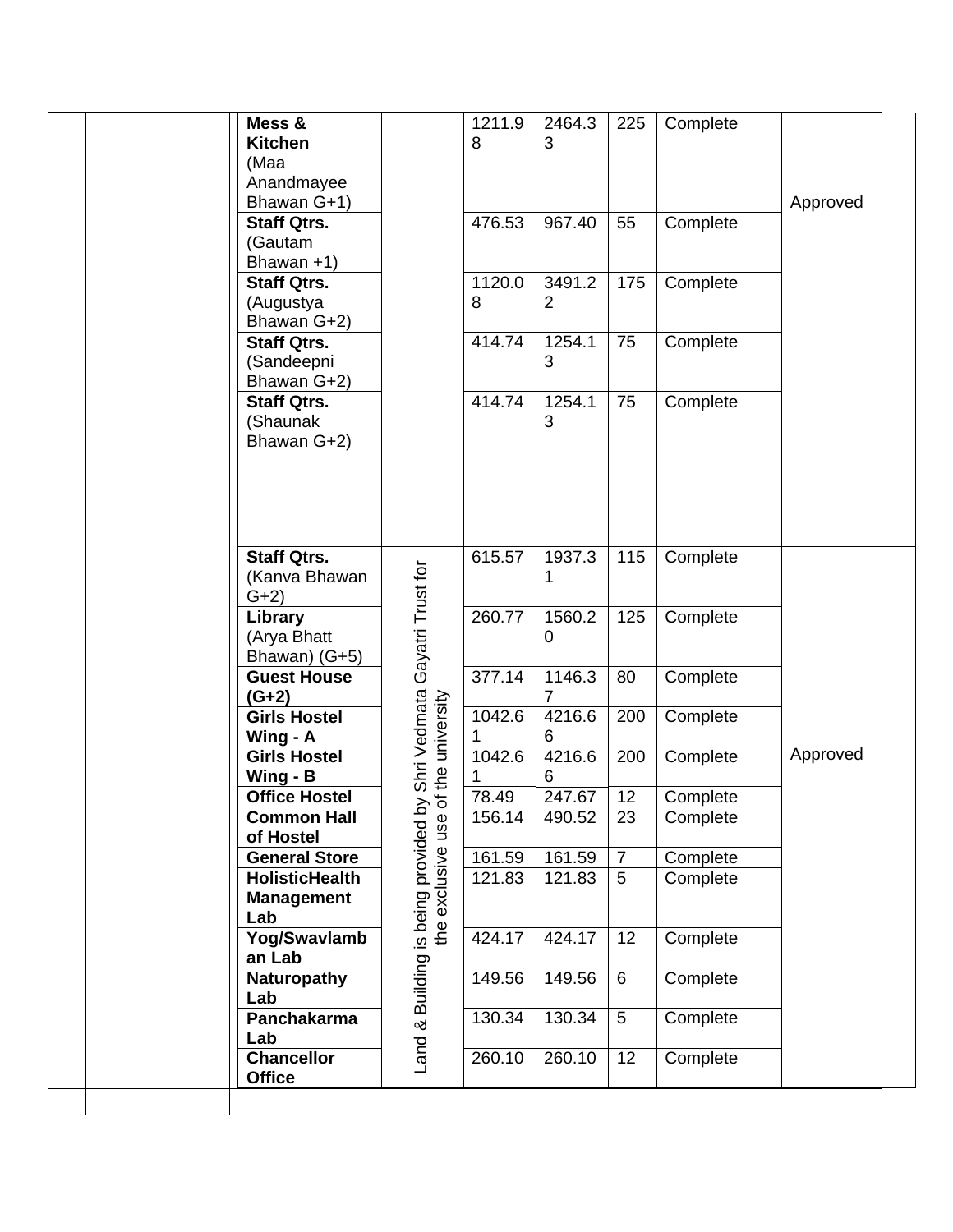| | | | | | | | | | |
|---|---|---|---|---|---|---|---|---|---|
| | | **Mess & Kitchen** (Maa Anandmayee Bhawan G+1) | | 1211.98 | 2464.33 | 225 | Complete | Approved | |
| | | **Staff Qtrs.** (Gautam Bhawan +1) | | 476.53 | 967.40 | 55 | Complete | | |
| | | **Staff Qtrs.** (Augustya Bhawan G+2) | | 1120.08 | 3491.22 | 175 | Complete | | |
| | | **Staff Qtrs.** (Sandeepni Bhawan G+2) | | 414.74 | 1254.13 | 75 | Complete | | |
| | | **Staff Qtrs.** (Shaunak Bhawan G+2) | | 414.74 | 1254.13 | 75 | Complete | | |
| | | **Staff Qtrs.** (Kanva Bhawan G+2) | Land & Building is being provided by Shri Vedmata Gayatri Trust for the exclusive use of the university | 615.57 | 1937.31 | 115 | Complete | Approved | |
| | | **Library** (Arya Bhatt Bhawan) (G+5) | | 260.77 | 1560.20 | 125 | Complete | | |
| | | **Guest House (G+2)** | | 377.14 | 1146.37 | 80 | Complete | | |
| | | **Girls Hostel Wing - A** | | 1042.61 | 4216.66 | 200 | Complete | | |
| | | **Girls Hostel Wing - B** | | 1042.61 | 4216.66 | 200 | Complete | | |
| | | **Office Hostel** | | 78.49 | 247.67 | 12 | Complete | | |
| | | **Common Hall of Hostel** | | 156.14 | 490.52 | 23 | Complete | | |
| | | **General Store** | | 161.59 | 161.59 | 7 | Complete | | |
| | | **HolisticHealth Management Lab** | | 121.83 | 121.83 | 5 | Complete | | |
| | | **Yog/Swavlamban Lab** | | 424.17 | 424.17 | 12 | Complete | | |
| | | **Naturopathy Lab** | | 149.56 | 149.56 | 6 | Complete | | |
| | | **Panchakarma Lab** | | 130.34 | 130.34 | 5 | Complete | | |
| | | **Chancellor Office** | | 260.10 | 260.10 | 12 | Complete | | |
| | | | | | | | | | |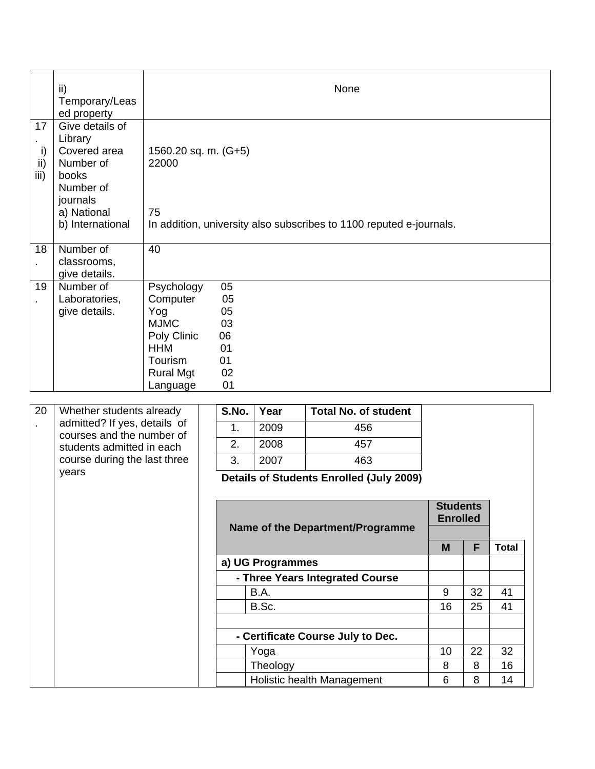| | | |
|---|---|---|
| | ii) Temporary/Leased property | None |
| 17. i) ii) iii) | Give details of Library Covered area Number of books Number of journals a) National b) International | 1560.20 sq. m. (G+5) 22000 75 In addition, university also subscribes to 1100 reputed e-journals. |
| 18. | Number of classrooms, give details. | 40 |
| 19. | Number of Laboratories, give details. | Psychology 05 Computer 05 Yog 05 MJMC 03 Poly Clinic 06 HHM 01 Tourism 01 Rural Mgt 02 Language 01 |

20. Whether students already admitted? If yes, details of courses and the number of students admitted in each course during the last three years

| S.No. | Year | Total No. of student |
|---|---|---|
| 1. | 2009 | 456 |
| 2. | 2008 | 457 |
| 3. | 2007 | 463 |

**Details of Students Enrolled (July 2009)**

| Name of the Department/Programme | Students Enrolled | | |
|---|---|---|---|
| | M | F | Total |
| **a) UG Programmes** | | | |
| **- Three Years Integrated Course** | | | |
| B.A. | 9 | 32 | 41 |
| B.Sc. | 16 | 25 | 41 |
| | | | |
| **- Certificate Course July to Dec.** | | | |
| Yoga | 10 | 22 | 32 |
| Theology | 8 | 8 | 16 |
| Holistic health Management | 6 | 8 | 14 |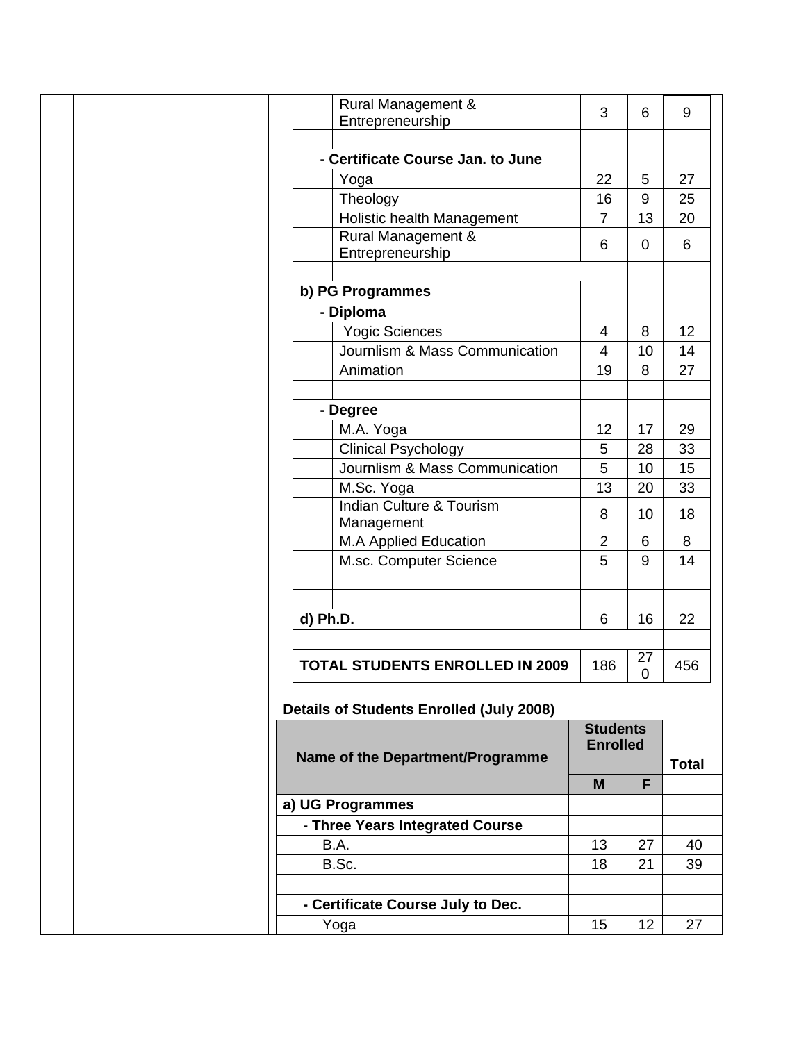| Name of the Department/Programme | M | F | Total |
|---|---|---|---|
| Rural Management & Entrepreneurship | 3 | 6 | 9 |
| | | | |
| **- Certificate Course Jan. to June** | | | |
| Yoga | 22 | 5 | 27 |
| Theology | 16 | 9 | 25 |
| Holistic health Management | 7 | 13 | 20 |
| Rural Management & Entrepreneurship | 6 | 0 | 6 |
| | | | |
| **b) PG Programmes** | | | |
| **- Diploma** | | | |
| Yogic Sciences | 4 | 8 | 12 |
| Journlism & Mass Communication | 4 | 10 | 14 |
| Animation | 19 | 8 | 27 |
| | | | |
| **- Degree** | | | |
| M.A. Yoga | 12 | 17 | 29 |
| Clinical Psychology | 5 | 28 | 33 |
| Journlism & Mass Communication | 5 | 10 | 15 |
| M.Sc. Yoga | 13 | 20 | 33 |
| Indian Culture & Tourism Management | 8 | 10 | 18 |
| M.A Applied Education | 2 | 6 | 8 |
| M.sc. Computer Science | 5 | 9 | 14 |
| | | | |
| | | | |
| **d) Ph.D.** | 6 | 16 | 22 |
| | | | |
| **TOTAL STUDENTS ENROLLED IN 2009** | 186 | 270 | 456 |

**Details of Students Enrolled (July 2008)**

| Name of the Department/Programme | Students Enrolled | | Total |
|---|---|---|---|
| | M | F | |
| **a) UG Programmes** | | | |
| **- Three Years Integrated Course** | | | |
| B.A. | 13 | 27 | 40 |
| B.Sc. | 18 | 21 | 39 |
| | | | |
| **- Certificate Course July to Dec.** | | | |
| Yoga | 15 | 12 | 27 |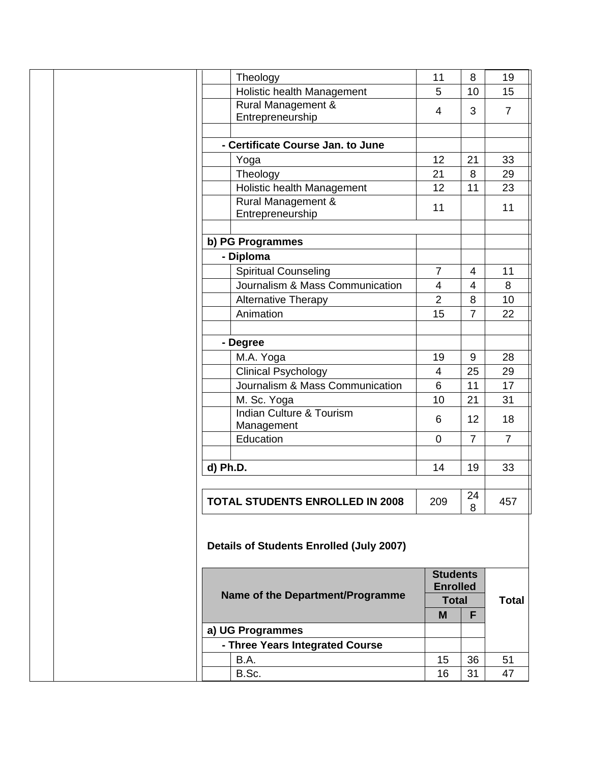| Name of the Department/Programme | M | F | Total |
|---|---|---|---|
| Theology | 11 | 8 | 19 |
| Holistic health Management | 5 | 10 | 15 |
| Rural Management & Entrepreneurship | 4 | 3 | 7 |
| | | | |
| **- Certificate Course Jan. to June** | | | |
| Yoga | 12 | 21 | 33 |
| Theology | 21 | 8 | 29 |
| Holistic health Management | 12 | 11 | 23 |
| Rural Management & Entrepreneurship | 11 | | 11 |
| | | | |
| **b) PG Programmes** | | | |
| **- Diploma** | | | |
| Spiritual Counseling | 7 | 4 | 11 |
| Journalism & Mass Communication | 4 | 4 | 8 |
| Alternative Therapy | 2 | 8 | 10 |
| Animation | 15 | 7 | 22 |
| | | | |
| **- Degree** | | | |
| M.A. Yoga | 19 | 9 | 28 |
| Clinical Psychology | 4 | 25 | 29 |
| Journalism & Mass Communication | 6 | 11 | 17 |
| M. Sc. Yoga | 10 | 21 | 31 |
| Indian Culture & Tourism Management | 6 | 12 | 18 |
| Education | 0 | 7 | 7 |
| | | | |
| **d) Ph.D.** | 14 | 19 | 33 |
| | | | |
| **TOTAL STUDENTS ENROLLED IN 2008** | 209 | 248 | 457 |

**Details of Students Enrolled (July 2007)**

| Name of the Department/Programme | Students Enrolled | | Total |
|---|---|---|---|
| | Total | | |
| | M | F | |
| **a) UG Programmes** | | | |
| **- Three Years Integrated Course** | | | |
| B.A. | 15 | 36 | 51 |
| B.Sc. | 16 | 31 | 47 |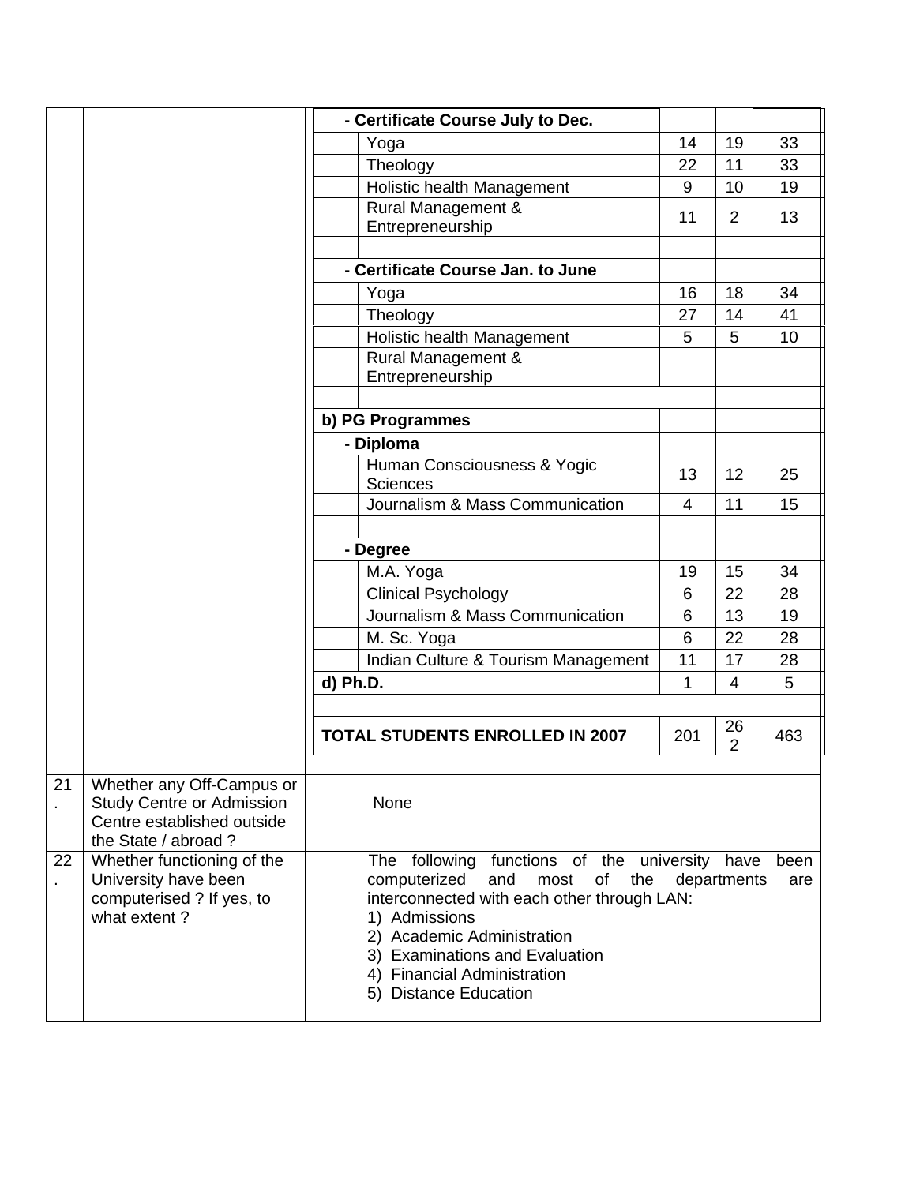| | | | | | |
|---|---|---|---|---|---|
| | | **- Certificate Course July to Dec.** | | | |
| | | Yoga | 14 | 19 | 33 |
| | | Theology | 22 | 11 | 33 |
| | | Holistic health Management | 9 | 10 | 19 |
| | | Rural Management & Entrepreneurship | 11 | 2 | 13 |
| | | | | | |
| | | **- Certificate Course Jan. to June** | | | |
| | | Yoga | 16 | 18 | 34 |
| | | Theology | 27 | 14 | 41 |
| | | Holistic health Management | 5 | 5 | 10 |
| | | Rural Management & Entrepreneurship | | | |
| | | | | | |
| | | **b) PG Programmes** | | | |
| | | **- Diploma** | | | |
| | | Human Consciousness & Yogic Sciences | 13 | 12 | 25 |
| | | Journalism & Mass Communication | 4 | 11 | 15 |
| | | | | | |
| | | **- Degree** | | | |
| | | M.A. Yoga | 19 | 15 | 34 |
| | | Clinical Psychology | 6 | 22 | 28 |
| | | Journalism & Mass Communication | 6 | 13 | 19 |
| | | M. Sc. Yoga | 6 | 22 | 28 |
| | | Indian Culture & Tourism Management | 11 | 17 | 28 |
| | | **d) Ph.D.** | 1 | 4 | 5 |
| | | | | | |
| | | **TOTAL STUDENTS ENROLLED IN 2007** | 201 | 262 | 463 |
| 21. | Whether any Off-Campus or Study Centre or Admission Centre established outside the State / abroad ? | None | | | |
| 22. | Whether functioning of the University have been computerised ? If yes, to what extent ? | The following functions of the university have been computerized and most of the departments are interconnected with each other through LAN:<br>1) Admissions<br>2) Academic Administration<br>3) Examinations and Evaluation<br>4) Financial Administration<br>5) Distance Education | | | |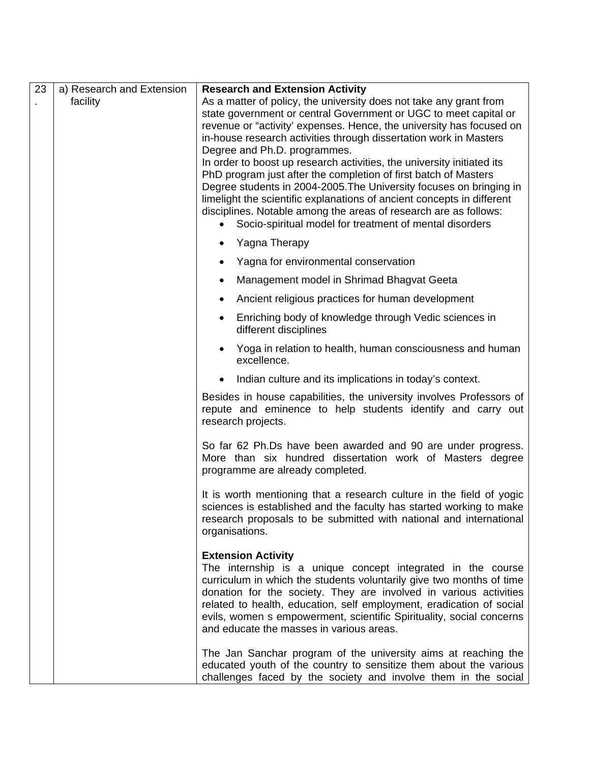| 23. | a) Research and Extension facility | **Research and Extension Activity**<br>As a matter of policy, the university does not take any grant from state government or central Government or UGC to meet capital or revenue or "activity' expenses. Hence, the university has focused on in-house research activities through dissertation work in Masters Degree and Ph.D. programmes.<br>In order to boost up research activities, the university initiated its PhD program just after the completion of first batch of Masters Degree students in 2004-2005.The University focuses on bringing in limelight the scientific explanations of ancient concepts in different disciplines. Notable among the areas of research are as follows:<br>• Socio-spiritual model for treatment of mental disorders<br>• Yagna Therapy<br>• Yagna for environmental conservation<br>• Management model in Shrimad Bhagvat Geeta<br>• Ancient religious practices for human development<br>• Enriching body of knowledge through Vedic sciences in different disciplines<br>• Yoga in relation to health, human consciousness and human excellence.<br>• Indian culture and its implications in today's context.<br>Besides in house capabilities, the university involves Professors of repute and eminence to help students identify and carry out research projects.<br><br>So far 62 Ph.Ds have been awarded and 90 are under progress. More than six hundred dissertation work of Masters degree programme are already completed.<br><br>It is worth mentioning that a research culture in the field of yogic sciences is established and the faculty has started working to make research proposals to be submitted with national and international organisations.<br><br>**Extension Activity**<br>The internship is a unique concept integrated in the course curriculum in which the students voluntarily give two months of time donation for the society. They are involved in various activities related to health, education, self employment, eradication of social evils, women s empowerment, scientific Spirituality, social concerns and educate the masses in various areas.<br><br>The Jan Sanchar program of the university aims at reaching the educated youth of the country to sensitize them about the various challenges faced by the society and involve them in the social |
|---|---|---|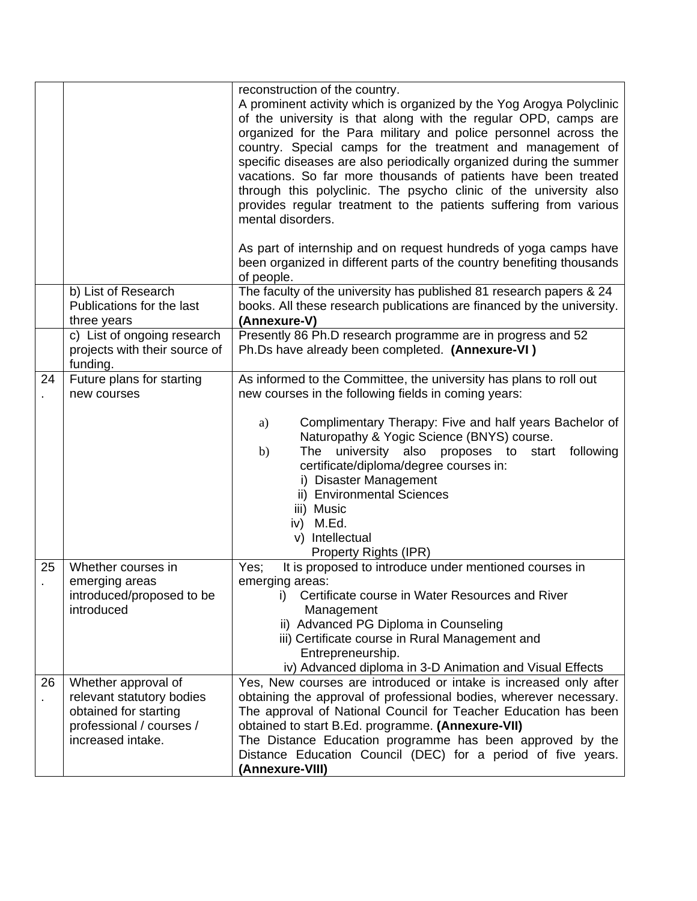| | | |
|---|---|---|
| | | reconstruction of the country.<br>A prominent activity which is organized by the Yog Arogya Polyclinic of the university is that along with the regular OPD, camps are organized for the Para military and police personnel across the country. Special camps for the treatment and management of specific diseases are also periodically organized during the summer vacations. So far more thousands of patients have been treated through this polyclinic. The psycho clinic of the university also provides regular treatment to the patients suffering from various mental disorders.<br><br>As part of internship and on request hundreds of yoga camps have been organized in different parts of the country benefiting thousands of people. |
| | b) List of Research Publications for the last three years | The faculty of the university has published 81 research papers & 24 books. All these research publications are financed by the university. **(Annexure-V)** |
| | c) List of ongoing research projects with their source of funding. | Presently 86 Ph.D research programme are in progress and 52 Ph.Ds have already been completed. **(Annexure-VI )** |
| 24. | Future plans for starting new courses | As informed to the Committee, the university has plans to roll out new courses in the following fields in coming years:<br><br>a) Complimentary Therapy: Five and half years Bachelor of Naturopathy & Yogic Science (BNYS) course.<br>b) The university also proposes to start following certificate/diploma/degree courses in:<br>i) Disaster Management<br>ii) Environmental Sciences<br>iii) Music<br>iv) M.Ed.<br>v) Intellectual Property Rights (IPR) |
| 25. | Whether courses in emerging areas introduced/proposed to be introduced | Yes; It is proposed to introduce under mentioned courses in emerging areas:<br>i) Certificate course in Water Resources and River Management<br>ii) Advanced PG Diploma in Counseling<br>iii) Certificate course in Rural Management and Entrepreneurship.<br>iv) Advanced diploma in 3-D Animation and Visual Effects |
| 26. | Whether approval of relevant statutory bodies obtained for starting professional / courses / increased intake. | Yes, New courses are introduced or intake is increased only after obtaining the approval of professional bodies, wherever necessary. The approval of National Council for Teacher Education has been obtained to start B.Ed. programme. **(Annexure-VII)**<br>The Distance Education programme has been approved by the Distance Education Council (DEC) for a period of five years. **(Annexure-VIII)** |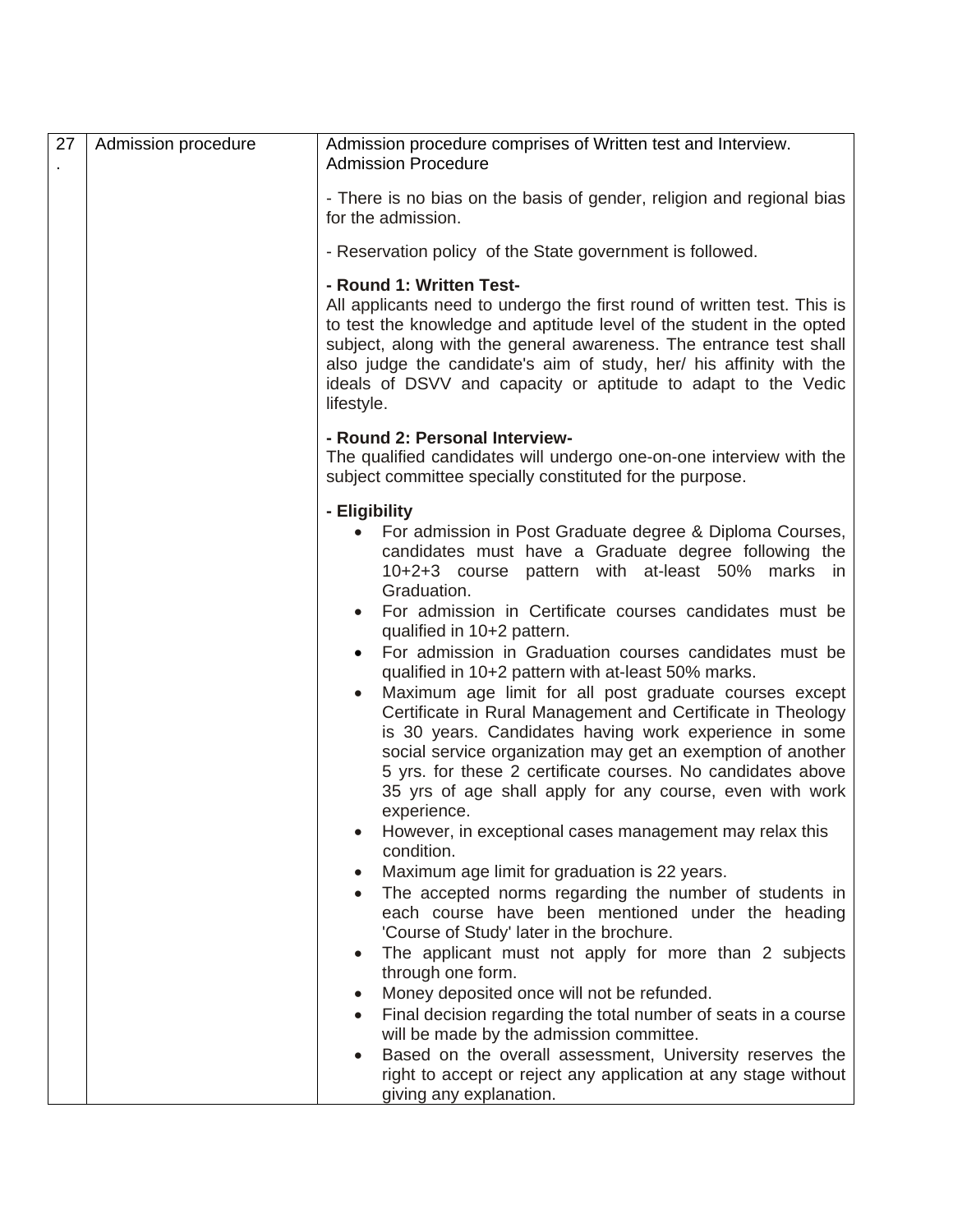| 27. | Admission procedure | Admission procedure comprises of Written test and Interview.<br>Admission Procedure<br><br>- There is no bias on the basis of gender, religion and regional bias for the admission.<br><br>- Reservation policy of the State government is followed.<br><br>**- Round 1: Written Test-**<br>All applicants need to undergo the first round of written test. This is to test the knowledge and aptitude level of the student in the opted subject, along with the general awareness. The entrance test shall also judge the candidate's aim of study, her/ his affinity with the ideals of DSVV and capacity or aptitude to adapt to the Vedic lifestyle.<br><br>**- Round 2: Personal Interview-**<br>The qualified candidates will undergo one-on-one interview with the subject committee specially constituted for the purpose.<br><br>**- Eligibility**<br>• For admission in Post Graduate degree & Diploma Courses, candidates must have a Graduate degree following the 10+2+3 course pattern with at-least 50% marks in Graduation.<br>• For admission in Certificate courses candidates must be qualified in 10+2 pattern.<br>• For admission in Graduation courses candidates must be qualified in 10+2 pattern with at-least 50% marks.<br>• Maximum age limit for all post graduate courses except Certificate in Rural Management and Certificate in Theology is 30 years. Candidates having work experience in some social service organization may get an exemption of another 5 yrs. for these 2 certificate courses. No candidates above 35 yrs of age shall apply for any course, even with work experience.<br>• However, in exceptional cases management may relax this condition.<br>• Maximum age limit for graduation is 22 years.<br>• The accepted norms regarding the number of students in each course have been mentioned under the heading 'Course of Study' later in the brochure.<br>• The applicant must not apply for more than 2 subjects through one form.<br>• Money deposited once will not be refunded.<br>• Final decision regarding the total number of seats in a course will be made by the admission committee.<br>• Based on the overall assessment, University reserves the right to accept or reject any application at any stage without giving any explanation. |
|---|---|---|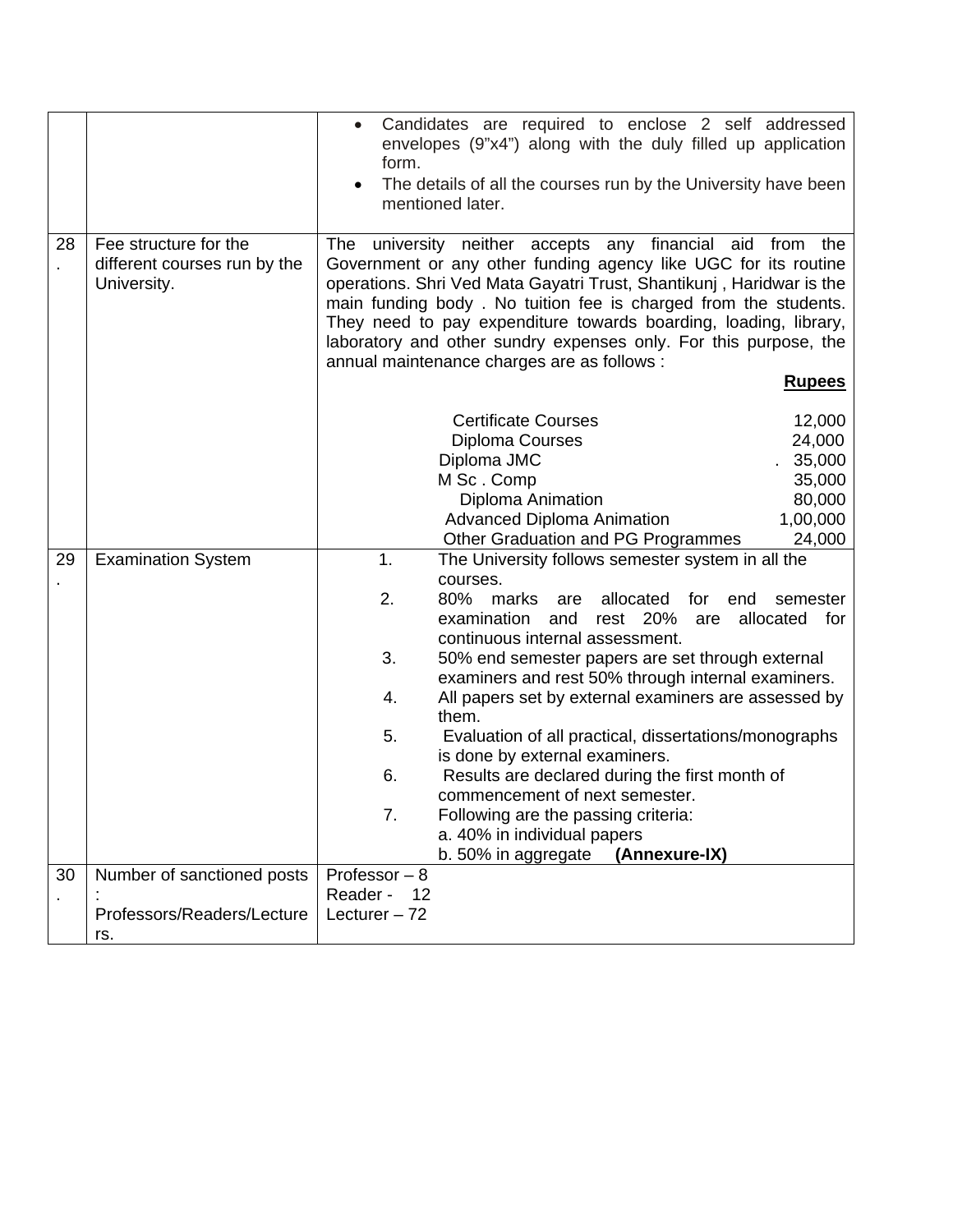| | | |
|---|---|---|
| | | • Candidates are required to enclose 2 self addressed envelopes (9"x4") along with the duly filled up application form.<br>• The details of all the courses run by the University have been mentioned later. |
| 28. | Fee structure for the different courses run by the University. | The university neither accepts any financial aid from the Government or any other funding agency like UGC for its routine operations. Shri Ved Mata Gayatri Trust, Shantikunj , Haridwar is the main funding body . No tuition fee is charged from the students. They need to pay expenditure towards boarding, loading, library, laboratory and other sundry expenses only. For this purpose, the annual maintenance charges are as follows :<br>**Rupees**<br>Certificate Courses — 12,000<br>Diploma Courses — 24,000<br>Diploma JMC — . 35,000<br>M Sc . Comp — 35,000<br>Diploma Animation — 80,000<br>Advanced Diploma Animation — 1,00,000<br>Other Graduation and PG Programmes — 24,000 |
| 29. | Examination System | 1. The University follows semester system in all the courses.<br>2. 80% marks are allocated for end semester examination and rest 20% are allocated for continuous internal assessment.<br>3. 50% end semester papers are set through external examiners and rest 50% through internal examiners.<br>4. All papers set by external examiners are assessed by them.<br>5. Evaluation of all practical, dissertations/monographs is done by external examiners.<br>6. Results are declared during the first month of commencement of next semester.<br>7. Following are the passing criteria:<br>a. 40% in individual papers<br>b. 50% in aggregate **(Annexure-IX)** |
| 30. | Number of sanctioned posts :<br>Professors/Readers/Lecturers. | Professor – 8<br>Reader - 12<br>Lecturer – 72 |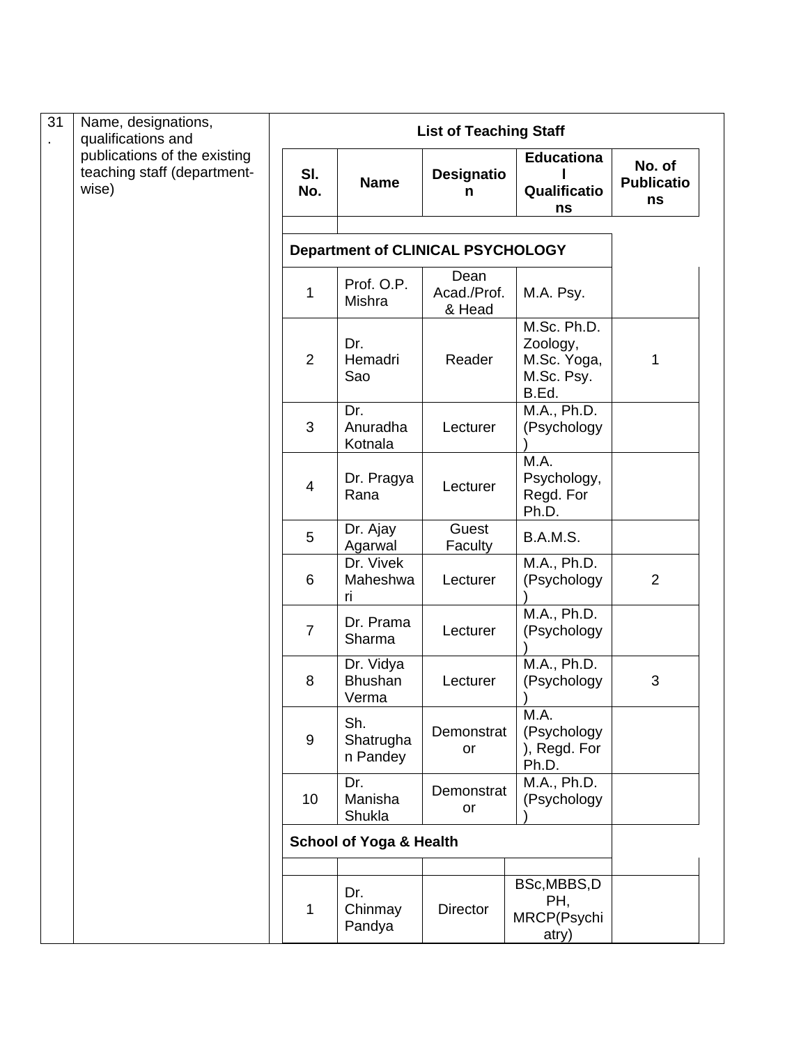| 31. | Name, designations, qualifications and publications of the existing teaching staff (department-wise) | | | | | |
|---|---|---|---|---|---|---|
| | | **List of Teaching Staff** | | | | |
| | | **Sl. No.** | **Name** | **Designation** | **Educational Qualifications** | **No. of Publications** |
| | | **Department of CLINICAL PSYCHOLOGY** | | | | |
| | | 1 | Prof. O.P. Mishra | Dean Acad./Prof. & Head | M.A. Psy. | |
| | | 2 | Dr. Hemadri Sao | Reader | M.Sc. Ph.D. Zoology, M.Sc. Yoga, M.Sc. Psy. B.Ed. | 1 |
| | | 3 | Dr. Anuradha Kotnala | Lecturer | M.A., Ph.D. (Psychology) | |
| | | 4 | Dr. Pragya Rana | Lecturer | M.A. Psychology, Regd. For Ph.D. | |
| | | 5 | Dr. Ajay Agarwal | Guest Faculty | B.A.M.S. | |
| | | 6 | Dr. Vivek Maheshwari | Lecturer | M.A., Ph.D. (Psychology) | 2 |
| | | 7 | Dr. Prama Sharma | Lecturer | M.A., Ph.D. (Psychology) | |
| | | 8 | Dr. Vidya Bhushan Verma | Lecturer | M.A., Ph.D. (Psychology) | 3 |
| | | 9 | Sh. Shatrughan Pandey | Demonstrator | M.A. (Psychology), Regd. For Ph.D. | |
| | | 10 | Dr. Manisha Shukla | Demonstrator | M.A., Ph.D. (Psychology) | |
| | | **School of Yoga & Health** | | | | |
| | | 1 | Dr. Chinmay Pandya | Director | BSc,MBBS,DPH, MRCP(Psychiatry) | |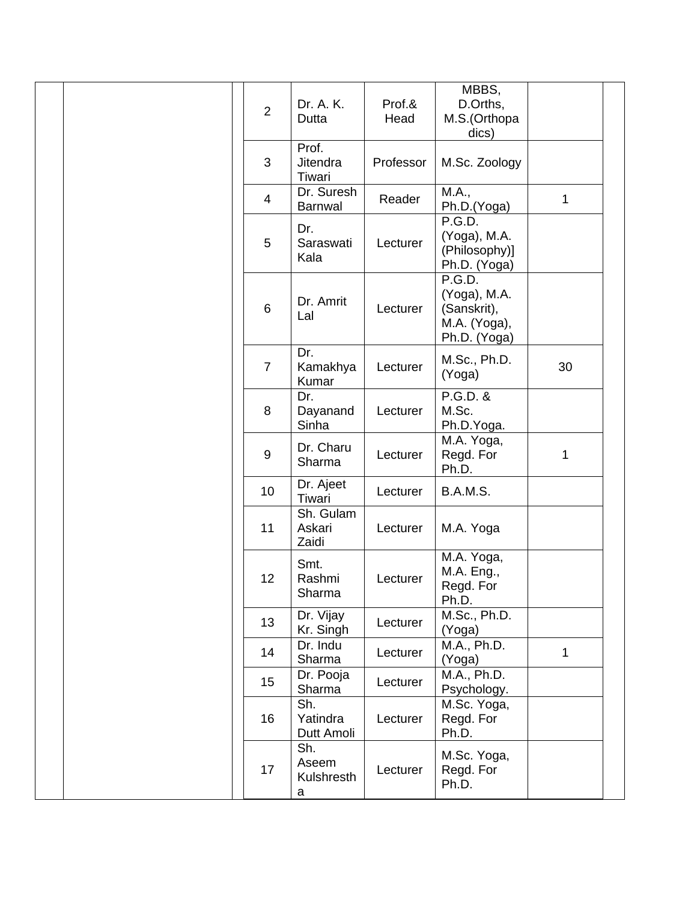| | | | | | | | | |
|---|---|---|---|---|---|---|---|---|
| | | | 2 | Dr. A. K. Dutta | Prof.& Head | MBBS, D.Orths, M.S.(Orthopadics) | | |
| | | | 3 | Prof. Jitendra Tiwari | Professor | M.Sc. Zoology | | |
| | | | 4 | Dr. Suresh Barnwal | Reader | M.A., Ph.D.(Yoga) | 1 | |
| | | | 5 | Dr. Saraswati Kala | Lecturer | P.G.D. (Yoga), M.A. (Philosophy)] Ph.D. (Yoga) | | |
| | | | 6 | Dr. Amrit Lal | Lecturer | P.G.D. (Yoga), M.A. (Sanskrit), M.A. (Yoga), Ph.D. (Yoga) | | |
| | | | 7 | Dr. Kamakhya Kumar | Lecturer | M.Sc., Ph.D. (Yoga) | 30 | |
| | | | 8 | Dr. Dayanand Sinha | Lecturer | P.G.D. & M.Sc. Ph.D.Yoga. | | |
| | | | 9 | Dr. Charu Sharma | Lecturer | M.A. Yoga, Regd. For Ph.D. | 1 | |
| | | | 10 | Dr. Ajeet Tiwari | Lecturer | B.A.M.S. | | |
| | | | 11 | Sh. Gulam Askari Zaidi | Lecturer | M.A. Yoga | | |
| | | | 12 | Smt. Rashmi Sharma | Lecturer | M.A. Yoga, M.A. Eng., Regd. For Ph.D. | | |
| | | | 13 | Dr. Vijay Kr. Singh | Lecturer | M.Sc., Ph.D. (Yoga) | | |
| | | | 14 | Dr. Indu Sharma | Lecturer | M.A., Ph.D. (Yoga) | 1 | |
| | | | 15 | Dr. Pooja Sharma | Lecturer | M.A., Ph.D. Psychology. | | |
| | | | 16 | Sh. Yatindra Dutt Amoli | Lecturer | M.Sc. Yoga, Regd. For Ph.D. | | |
| | | | 17 | Sh. Aseem Kulshrestha | Lecturer | M.Sc. Yoga, Regd. For Ph.D. | | |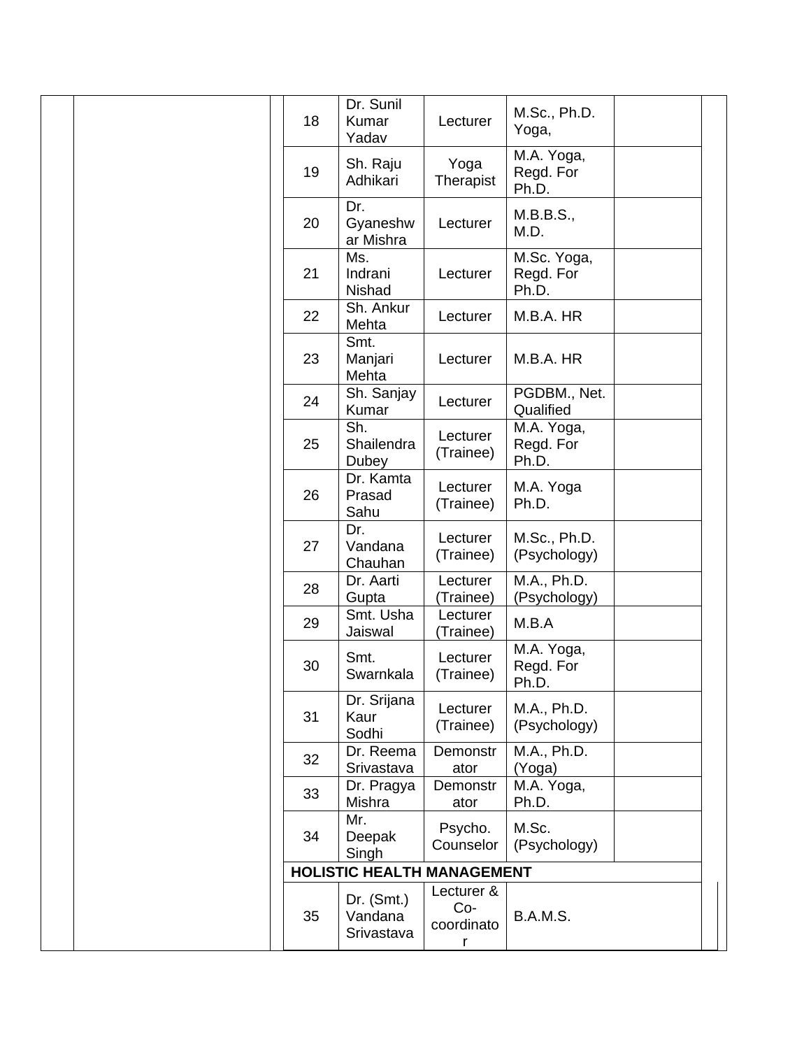| | | | S.No. | Name | Designation | Qualification | |
|---|---|---|---|---|---|---|---|
| | | | 18 | Dr. Sunil Kumar Yadav | Lecturer | M.Sc., Ph.D. Yoga, | |
| | | | 19 | Sh. Raju Adhikari | Yoga Therapist | M.A. Yoga, Regd. For Ph.D. | |
| | | | 20 | Dr. Gyaneshwar Mishra | Lecturer | M.B.B.S., M.D. | |
| | | | 21 | Ms. Indrani Nishad | Lecturer | M.Sc. Yoga, Regd. For Ph.D. | |
| | | | 22 | Sh. Ankur Mehta | Lecturer | M.B.A. HR | |
| | | | 23 | Smt. Manjari Mehta | Lecturer | M.B.A. HR | |
| | | | 24 | Sh. Sanjay Kumar | Lecturer | PGDBM., Net. Qualified | |
| | | | 25 | Sh. Shailendra Dubey | Lecturer (Trainee) | M.A. Yoga, Regd. For Ph.D. | |
| | | | 26 | Dr. Kamta Prasad Sahu | Lecturer (Trainee) | M.A. Yoga Ph.D. | |
| | | | 27 | Dr. Vandana Chauhan | Lecturer (Trainee) | M.Sc., Ph.D. (Psychology) | |
| | | | 28 | Dr. Aarti Gupta | Lecturer (Trainee) | M.A., Ph.D. (Psychology) | |
| | | | 29 | Smt. Usha Jaiswal | Lecturer (Trainee) | M.B.A | |
| | | | 30 | Smt. Swarnkala | Lecturer (Trainee) | M.A. Yoga, Regd. For Ph.D. | |
| | | | 31 | Dr. Srijana Kaur Sodhi | Lecturer (Trainee) | M.A., Ph.D. (Psychology) | |
| | | | 32 | Dr. Reema Srivastava | Demonstrator | M.A., Ph.D. (Yoga) | |
| | | | 33 | Dr. Pragya Mishra | Demonstrator | M.A. Yoga, Ph.D. | |
| | | | 34 | Mr. Deepak Singh | Psycho. Counselor | M.Sc. (Psychology) | |
| | | | **HOLISTIC HEALTH MANAGEMENT** | | | | |
| | | | 35 | Dr. (Smt.) Vandana Srivastava | Lecturer & Co-coordinator | B.A.M.S. | |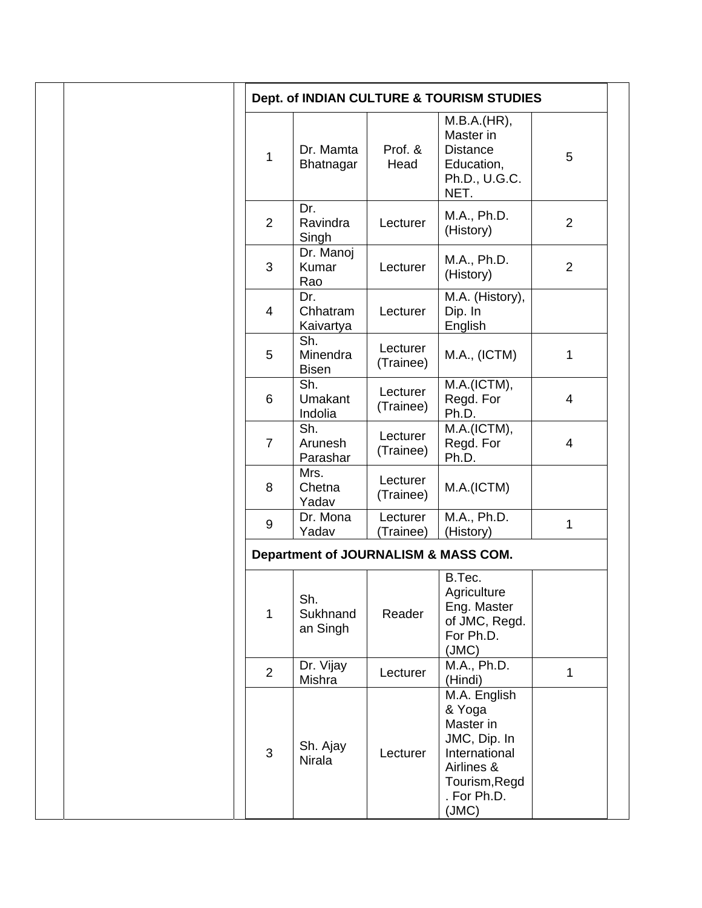| | | | | |
|---|---|---|---|---|
| **Dept. of INDIAN CULTURE & TOURISM STUDIES** | | | | |
| 1 | Dr. Mamta Bhatnagar | Prof. & Head | M.B.A.(HR), Master in Distance Education, Ph.D., U.G.C. NET. | 5 |
| 2 | Dr. Ravindra Singh | Lecturer | M.A., Ph.D. (History) | 2 |
| 3 | Dr. Manoj Kumar Rao | Lecturer | M.A., Ph.D. (History) | 2 |
| 4 | Dr. Chhatram Kaivartya | Lecturer | M.A. (History), Dip. In English | |
| 5 | Sh. Minendra Bisen | Lecturer (Trainee) | M.A., (ICTM) | 1 |
| 6 | Sh. Umakant Indolia | Lecturer (Trainee) | M.A.(ICTM), Regd. For Ph.D. | 4 |
| 7 | Sh. Arunesh Parashar | Lecturer (Trainee) | M.A.(ICTM), Regd. For Ph.D. | 4 |
| 8 | Mrs. Chetna Yadav | Lecturer (Trainee) | M.A.(ICTM) | |
| 9 | Dr. Mona Yadav | Lecturer (Trainee) | M.A., Ph.D. (History) | 1 |
| **Department of JOURNALISM & MASS COM.** | | | | |
| 1 | Sh. Sukhnandan Singh | Reader | B.Tec. Agriculture Eng. Master of JMC, Regd. For Ph.D. (JMC) | |
| 2 | Dr. Vijay Mishra | Lecturer | M.A., Ph.D. (Hindi) | 1 |
| 3 | Sh. Ajay Nirala | Lecturer | M.A. English & Yoga Master in JMC, Dip. In International Airlines & Tourism,Regd. For Ph.D. (JMC) | |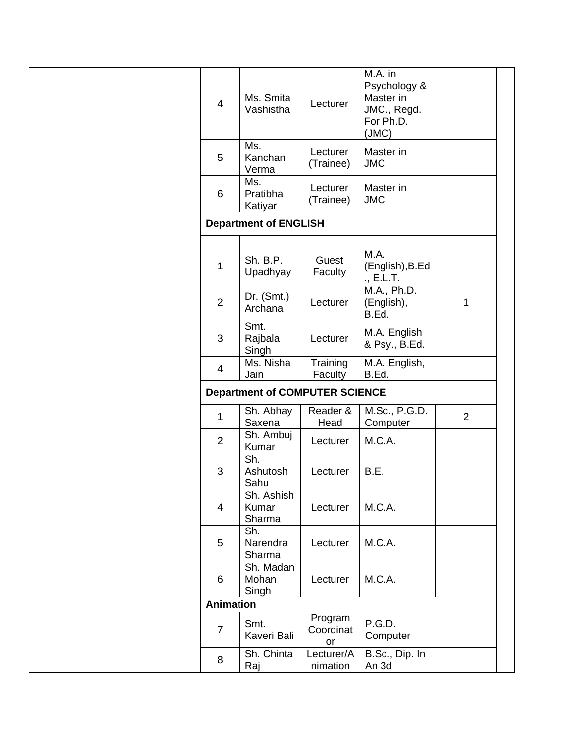| | | | | |
|---|---|---|---|---|
| 4 | Ms. Smita Vashistha | Lecturer | M.A. in Psychology & Master in JMC., Regd. For Ph.D. (JMC) | |
| 5 | Ms. Kanchan Verma | Lecturer (Trainee) | Master in JMC | |
| 6 | Ms. Pratibha Katiyar | Lecturer (Trainee) | Master in JMC | |
| **Department of ENGLISH** | | | | |
| | | | | |
| 1 | Sh. B.P. Upadhyay | Guest Faculty | M.A. (English),B.Ed., E.L.T. | |
| 2 | Dr. (Smt.) Archana | Lecturer | M.A., Ph.D. (English), B.Ed. | 1 |
| 3 | Smt. Rajbala Singh | Lecturer | M.A. English & Psy., B.Ed. | |
| 4 | Ms. Nisha Jain | Training Faculty | M.A. English, B.Ed. | |
| **Department of COMPUTER SCIENCE** | | | | |
| 1 | Sh. Abhay Saxena | Reader & Head | M.Sc., P.G.D. Computer | 2 |
| 2 | Sh. Ambuj Kumar | Lecturer | M.C.A. | |
| 3 | Sh. Ashutosh Sahu | Lecturer | B.E. | |
| 4 | Sh. Ashish Kumar Sharma | Lecturer | M.C.A. | |
| 5 | Sh. Narendra Sharma | Lecturer | M.C.A. | |
| 6 | Sh. Madan Mohan Singh | Lecturer | M.C.A. | |
| **Animation** | | | | |
| 7 | Smt. Kaveri Bali | Program Coordinator | P.G.D. Computer | |
| 8 | Sh. Chinta Raj | Lecturer/Animation | B.Sc., Dip. In An 3d | |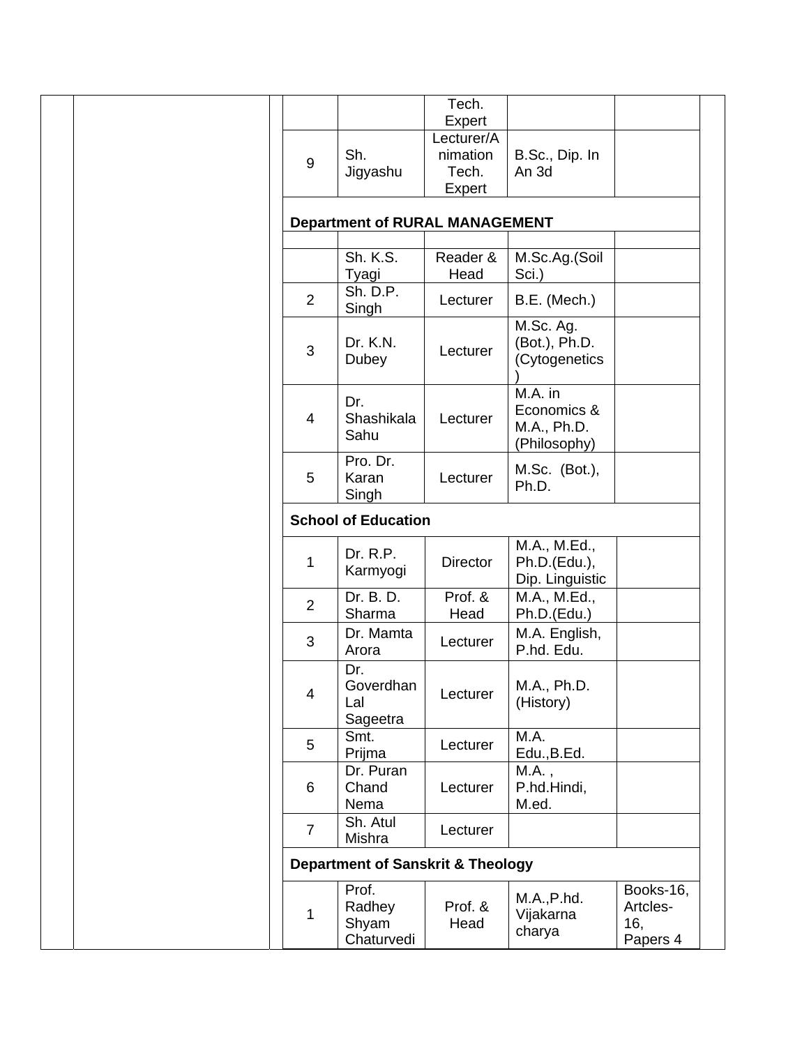| | | | | |
|---|---|---|---|---|
| | | Tech. Expert | | |
| 9 | Sh. Jigyashu | Lecturer/Animation Tech. Expert | B.Sc., Dip. In An 3d | |
| **Department of RURAL MANAGEMENT** | | | | |
| | | | | |
| | Sh. K.S. Tyagi | Reader & Head | M.Sc.Ag.(Soil Sci.) | |
| 2 | Sh. D.P. Singh | Lecturer | B.E. (Mech.) | |
| 3 | Dr. K.N. Dubey | Lecturer | M.Sc. Ag. (Bot.), Ph.D. (Cytogenetics) | |
| 4 | Dr. Shashikala Sahu | Lecturer | M.A. in Economics & M.A., Ph.D. (Philosophy) | |
| 5 | Pro. Dr. Karan Singh | Lecturer | M.Sc. (Bot.), Ph.D. | |
| **School of Education** | | | | |
| 1 | Dr. R.P. Karmyogi | Director | M.A., M.Ed., Ph.D.(Edu.), Dip. Linguistic | |
| 2 | Dr. B. D. Sharma | Prof. & Head | M.A., M.Ed., Ph.D.(Edu.) | |
| 3 | Dr. Mamta Arora | Lecturer | M.A. English, P.hd. Edu. | |
| 4 | Dr. Goverdhan Lal Sageetra | Lecturer | M.A., Ph.D. (History) | |
| 5 | Smt. Prijma | Lecturer | M.A. Edu.,B.Ed. | |
| 6 | Dr. Puran Chand Nema | Lecturer | M.A. , P.hd.Hindi, M.ed. | |
| 7 | Sh. Atul Mishra | Lecturer | | |
| **Department of Sanskrit & Theology** | | | | |
| 1 | Prof. Radhey Shyam Chaturvedi | Prof. & Head | M.A.,P.hd. Vijakarna charya | Books-16, Artcles-16, Papers 4 |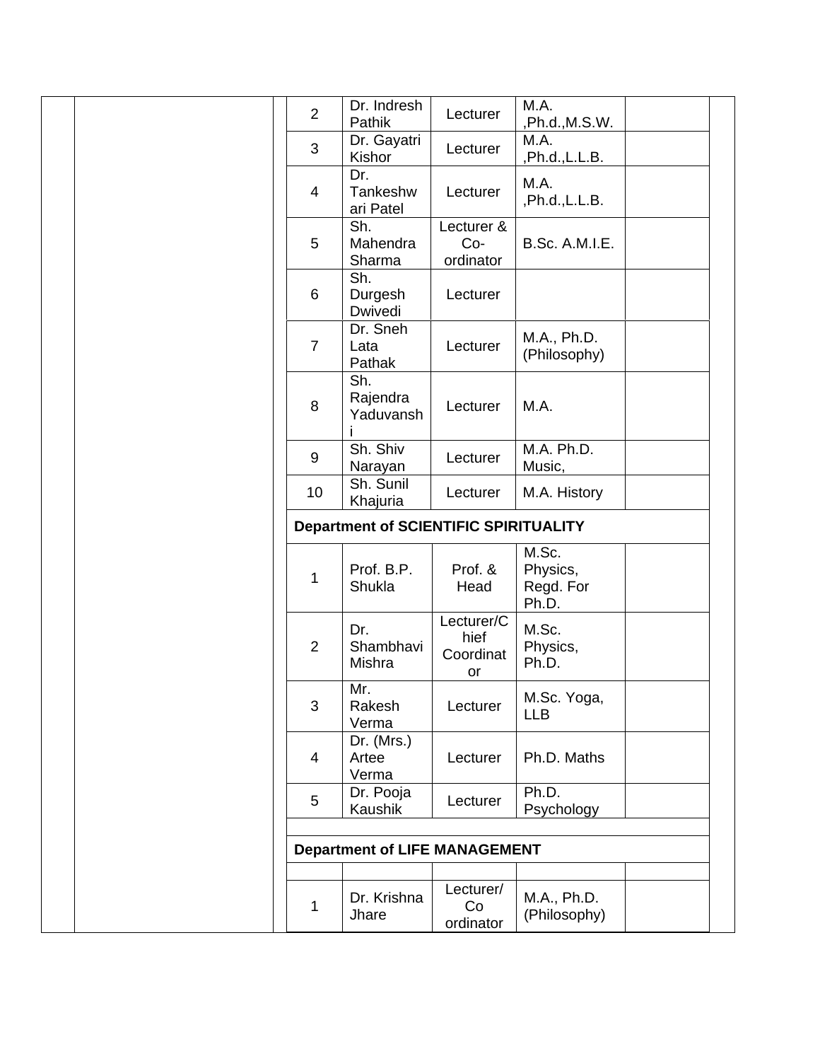| | | | | | | | | |
|---|---|---|---|---|---|---|---|---|
| | | | 2 | Dr. Indresh Pathik | Lecturer | M.A. ,Ph.d.,M.S.W. | | |
| | | | 3 | Dr. Gayatri Kishor | Lecturer | M.A. ,Ph.d.,L.L.B. | | |
| | | | 4 | Dr. Tankeshwari Patel | Lecturer | M.A. ,Ph.d.,L.L.B. | | |
| | | | 5 | Sh. Mahendra Sharma | Lecturer & Co-ordinator | B.Sc. A.M.I.E. | | |
| | | | 6 | Sh. Durgesh Dwivedi | Lecturer | | | |
| | | | 7 | Dr. Sneh Lata Pathak | Lecturer | M.A., Ph.D. (Philosophy) | | |
| | | | 8 | Sh. Rajendra Yaduvanshi | Lecturer | M.A. | | |
| | | | 9 | Sh. Shiv Narayan | Lecturer | M.A. Ph.D. Music, | | |
| | | | 10 | Sh. Sunil Khajuria | Lecturer | M.A. History | | |
| | | | **Department of SCIENTIFIC SPIRITUALITY** | | | | | |
| | | | 1 | Prof. B.P. Shukla | Prof. & Head | M.Sc. Physics, Regd. For Ph.D. | | |
| | | | 2 | Dr. Shambhavi Mishra | Lecturer/Chief Coordinator | M.Sc. Physics, Ph.D. | | |
| | | | 3 | Mr. Rakesh Verma | Lecturer | M.Sc. Yoga, LLB | | |
| | | | 4 | Dr. (Mrs.) Artee Verma | Lecturer | Ph.D. Maths | | |
| | | | 5 | Dr. Pooja Kaushik | Lecturer | Ph.D. Psychology | | |
| | | | | | | | | |
| | | | **Department of LIFE MANAGEMENT** | | | | | |
| | | | | | | | | |
| | | | 1 | Dr. Krishna Jhare | Lecturer/ Co ordinator | M.A., Ph.D. (Philosophy) | | |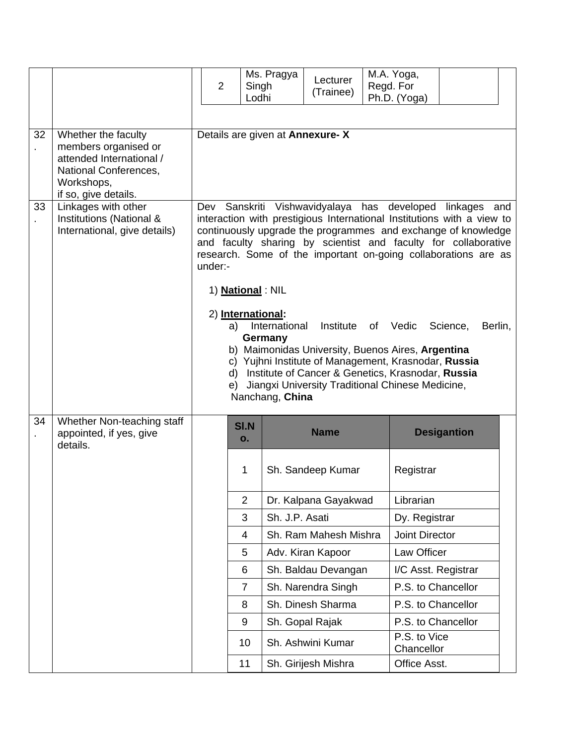| | | |
|---|---|---|
| | | <table><tr><td>2</td><td>Ms. Pragya Singh Lodhi</td><td>Lecturer (Trainee)</td><td>M.A. Yoga, Regd. For Ph.D. (Yoga)</td><td></td></tr></table> |
| 32. | Whether the faculty members organised or attended International / National Conferences, Workshops, if so, give details. | Details are given at **Annexure- X** |
| 33. | Linkages with other Institutions (National & International, give details) | Dev Sanskriti Vishwavidyalaya has developed linkages and interaction with prestigious International Institutions with a view to continuously upgrade the programmes and exchange of knowledge and faculty sharing by scientist and faculty for collaborative research. Some of the important on-going collaborations are as under:-<br><br>1) **National** : NIL<br><br>2) **International:**<br>a) International Institute of Vedic Science, Berlin, **Germany**<br>b) Maimonidas University, Buenos Aires, **Argentina**<br>c) Yujhni Institute of Management, Krasnodar, **Russia**<br>d) Institute of Cancer & Genetics, Krasnodar, **Russia**<br>e) Jiangxi University Traditional Chinese Medicine, Nanchang, **China** |
| 34. | Whether Non-teaching staff appointed, if yes, give details. | See table below |

| Sl.No. | Name | Desigantion |
|---|---|---|
| 1 | Sh. Sandeep Kumar | Registrar |
| 2 | Dr. Kalpana Gayakwad | Librarian |
| 3 | Sh. J.P. Asati | Dy. Registrar |
| 4 | Sh. Ram Mahesh Mishra | Joint Director |
| 5 | Adv. Kiran Kapoor | Law Officer |
| 6 | Sh. Baldau Devangan | I/C Asst. Registrar |
| 7 | Sh. Narendra Singh | P.S. to Chancellor |
| 8 | Sh. Dinesh Sharma | P.S. to Chancellor |
| 9 | Sh. Gopal Rajak | P.S. to Chancellor |
| 10 | Sh. Ashwini Kumar | P.S. to Vice Chancellor |
| 11 | Sh. Girijesh Mishra | Office Asst. |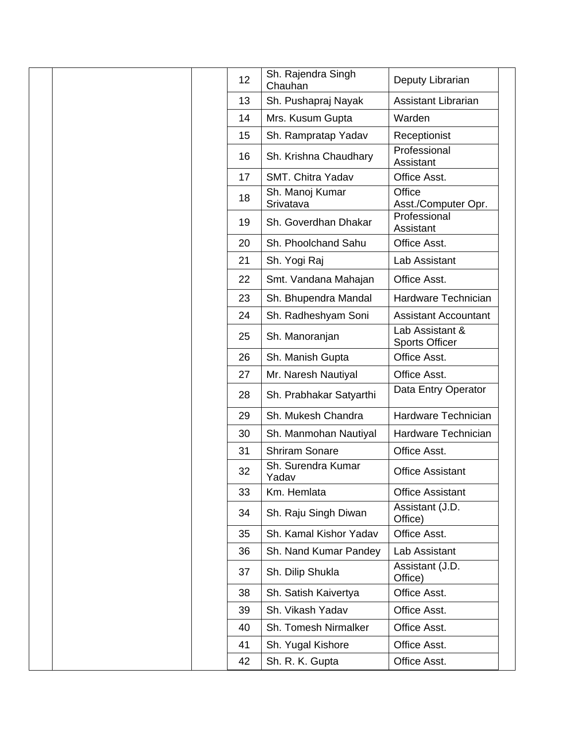| | | | | | | |
|---|---|---|---|---|---|---|
| | | | 12 | Sh. Rajendra Singh Chauhan | Deputy Librarian | |
| | | | 13 | Sh. Pushapraj Nayak | Assistant Librarian | |
| | | | 14 | Mrs. Kusum Gupta | Warden | |
| | | | 15 | Sh. Rampratap Yadav | Receptionist | |
| | | | 16 | Sh. Krishna Chaudhary | Professional Assistant | |
| | | | 17 | SMT. Chitra Yadav | Office Asst. | |
| | | | 18 | Sh. Manoj Kumar Srivatava | Office Asst./Computer Opr. | |
| | | | 19 | Sh. Goverdhan Dhakar | Professional Assistant | |
| | | | 20 | Sh. Phoolchand Sahu | Office Asst. | |
| | | | 21 | Sh. Yogi Raj | Lab Assistant | |
| | | | 22 | Smt. Vandana Mahajan | Office Asst. | |
| | | | 23 | Sh. Bhupendra Mandal | Hardware Technician | |
| | | | 24 | Sh. Radheshyam Soni | Assistant Accountant | |
| | | | 25 | Sh. Manoranjan | Lab Assistant & Sports Officer | |
| | | | 26 | Sh. Manish Gupta | Office Asst. | |
| | | | 27 | Mr. Naresh Nautiyal | Office Asst. | |
| | | | 28 | Sh. Prabhakar Satyarthi | Data Entry Operator | |
| | | | 29 | Sh. Mukesh Chandra | Hardware Technician | |
| | | | 30 | Sh. Manmohan Nautiyal | Hardware Technician | |
| | | | 31 | Shriram Sonare | Office Asst. | |
| | | | 32 | Sh. Surendra Kumar Yadav | Office Assistant | |
| | | | 33 | Km. Hemlata | Office Assistant | |
| | | | 34 | Sh. Raju Singh Diwan | Assistant (J.D. Office) | |
| | | | 35 | Sh. Kamal Kishor Yadav | Office Asst. | |
| | | | 36 | Sh. Nand Kumar Pandey | Lab Assistant | |
| | | | 37 | Sh. Dilip Shukla | Assistant (J.D. Office) | |
| | | | 38 | Sh. Satish Kaivertya | Office Asst. | |
| | | | 39 | Sh. Vikash Yadav | Office Asst. | |
| | | | 40 | Sh. Tomesh Nirmalker | Office Asst. | |
| | | | 41 | Sh. Yugal Kishore | Office Asst. | |
| | | | 42 | Sh. R. K. Gupta | Office Asst. | |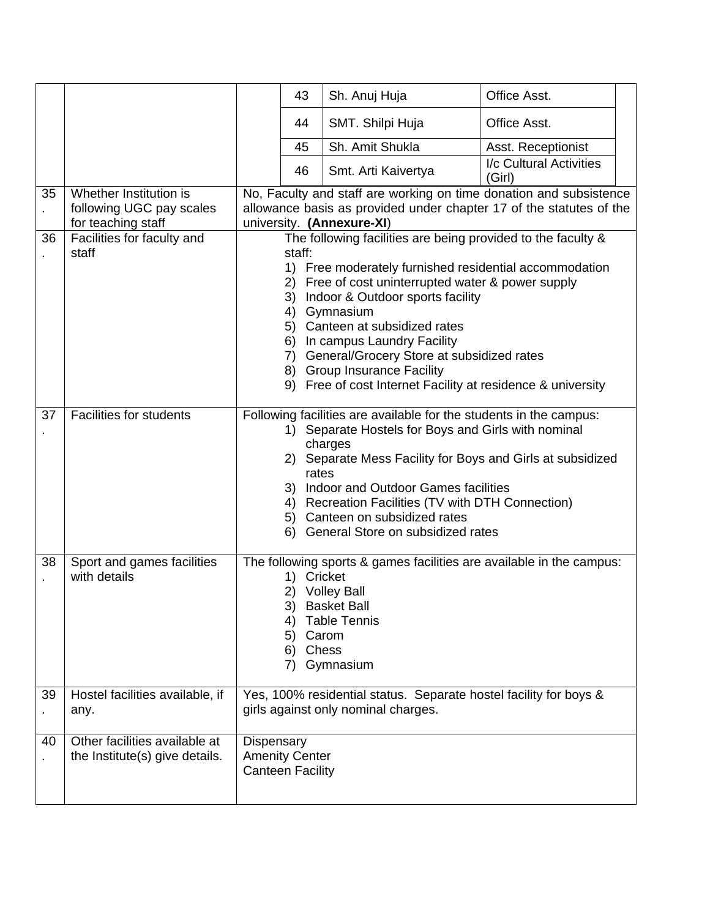| | | | | | |
|---|---|---|---|---|---|
| | | | 43 | Sh. Anuj Huja | Office Asst. |
| | | | 44 | SMT. Shilpi Huja | Office Asst. |
| | | | 45 | Sh. Amit Shukla | Asst. Receptionist |
| | | | 46 | Smt. Arti Kaivertya | I/c Cultural Activities (Girl) |

| | | |
|---|---|---|
| 35. | Whether Institution is following UGC pay scales for teaching staff | No, Faculty and staff are working on time donation and subsistence allowance basis as provided under chapter 17 of the statutes of the university. **(Annexure-XI**) |
| 36. | Facilities for faculty and staff | The following facilities are being provided to the faculty & staff:<br>1) Free moderately furnished residential accommodation<br>2) Free of cost uninterrupted water & power supply<br>3) Indoor & Outdoor sports facility<br>4) Gymnasium<br>5) Canteen at subsidized rates<br>6) In campus Laundry Facility<br>7) General/Grocery Store at subsidized rates<br>8) Group Insurance Facility<br>9) Free of cost Internet Facility at residence & university |
| 37. | Facilities for students | Following facilities are available for the students in the campus:<br>1) Separate Hostels for Boys and Girls with nominal charges<br>2) Separate Mess Facility for Boys and Girls at subsidized rates<br>3) Indoor and Outdoor Games facilities<br>4) Recreation Facilities (TV with DTH Connection)<br>5) Canteen on subsidized rates<br>6) General Store on subsidized rates |
| 38. | Sport and games facilities with details | The following sports & games facilities are available in the campus:<br>1) Cricket<br>2) Volley Ball<br>3) Basket Ball<br>4) Table Tennis<br>5) Carom<br>6) Chess<br>7) Gymnasium |
| 39. | Hostel facilities available, if any. | Yes, 100% residential status. Separate hostel facility for boys & girls against only nominal charges. |
| 40. | Other facilities available at the Institute(s) give details. | Dispensary<br>Amenity Center<br>Canteen Facility |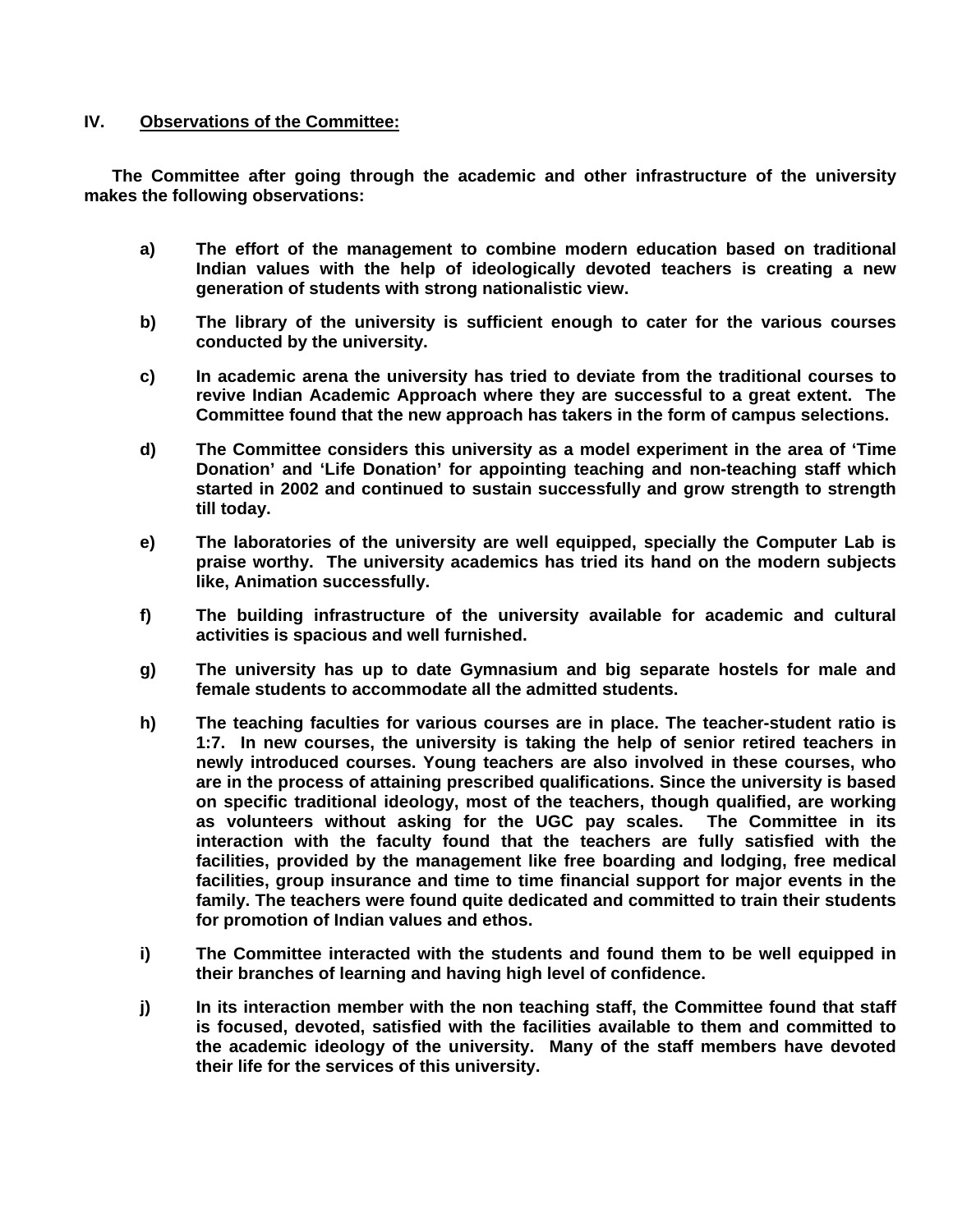## IV. Observations of the Committee:

**The Committee after going through the academic and other infrastructure of the university makes the following observations:**

**a)** **The effort of the management to combine modern education based on traditional Indian values with the help of ideologically devoted teachers is creating a new generation of students with strong nationalistic view.**

**b)** **The library of the university is sufficient enough to cater for the various courses conducted by the university.**

**c)** **In academic arena the university has tried to deviate from the traditional courses to revive Indian Academic Approach where they are successful to a great extent. The Committee found that the new approach has takers in the form of campus selections.**

**d)** **The Committee considers this university as a model experiment in the area of 'Time Donation' and 'Life Donation' for appointing teaching and non-teaching staff which started in 2002 and continued to sustain successfully and grow strength to strength till today.**

**e)** **The laboratories of the university are well equipped, specially the Computer Lab is praise worthy. The university academics has tried its hand on the modern subjects like, Animation successfully.**

**f)** **The building infrastructure of the university available for academic and cultural activities is spacious and well furnished.**

**g)** **The university has up to date Gymnasium and big separate hostels for male and female students to accommodate all the admitted students.**

**h)** **The teaching faculties for various courses are in place. The teacher-student ratio is 1:7. In new courses, the university is taking the help of senior retired teachers in newly introduced courses. Young teachers are also involved in these courses, who are in the process of attaining prescribed qualifications. Since the university is based on specific traditional ideology, most of the teachers, though qualified, are working as volunteers without asking for the UGC pay scales. The Committee in its interaction with the faculty found that the teachers are fully satisfied with the facilities, provided by the management like free boarding and lodging, free medical facilities, group insurance and time to time financial support for major events in the family. The teachers were found quite dedicated and committed to train their students for promotion of Indian values and ethos.**

**i)** **The Committee interacted with the students and found them to be well equipped in their branches of learning and having high level of confidence.**

**j)** **In its interaction member with the non teaching staff, the Committee found that staff is focused, devoted, satisfied with the facilities available to them and committed to the academic ideology of the university. Many of the staff members have devoted their life for the services of this university.**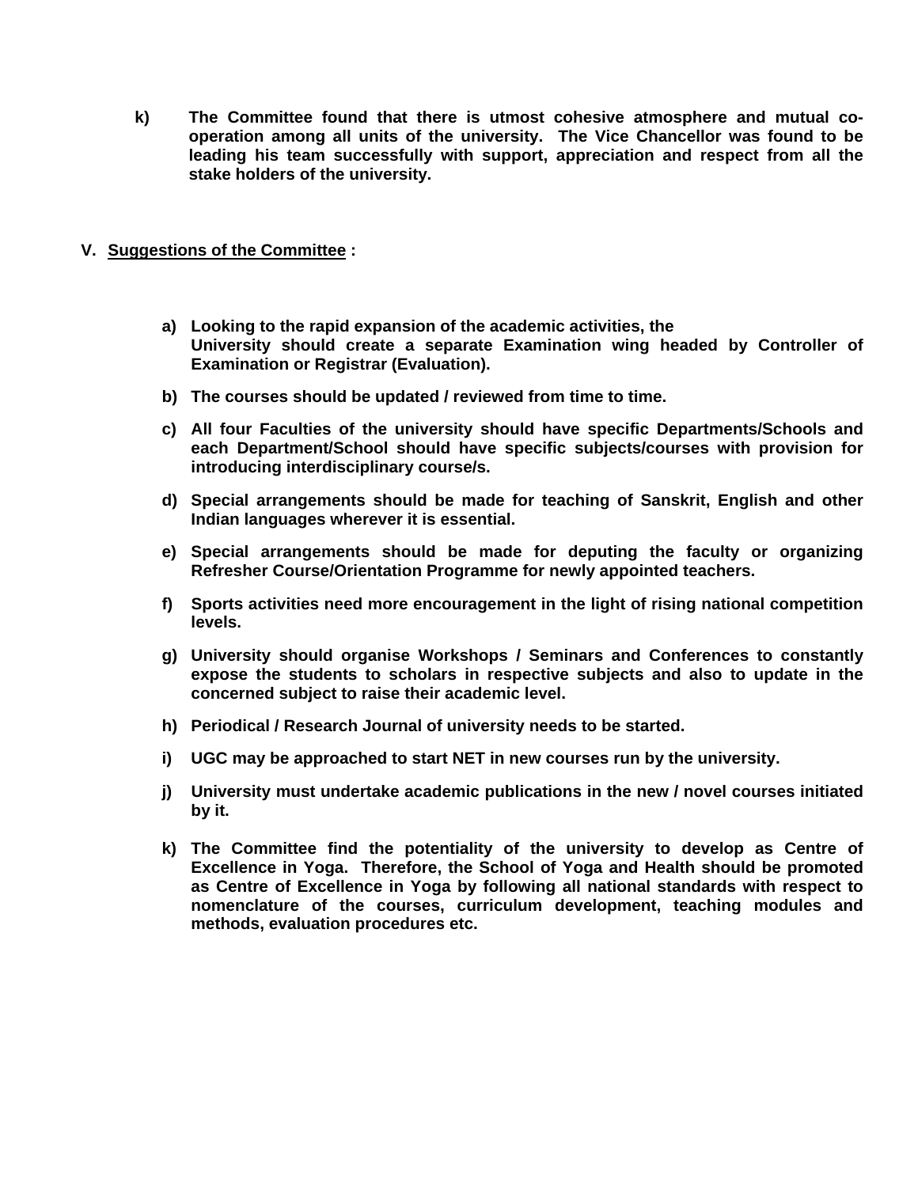**k) The Committee found that there is utmost cohesive atmosphere and mutual co-operation among all units of the university. The Vice Chancellor was found to be leading his team successfully with support, appreciation and respect from all the stake holders of the university.**

## V. Suggestions of the Committee :

**a) Looking to the rapid expansion of the academic activities, the University should create a separate Examination wing headed by Controller of Examination or Registrar (Evaluation).**

**b) The courses should be updated / reviewed from time to time.**

**c) All four Faculties of the university should have specific Departments/Schools and each Department/School should have specific subjects/courses with provision for introducing interdisciplinary course/s.**

**d) Special arrangements should be made for teaching of Sanskrit, English and other Indian languages wherever it is essential.**

**e) Special arrangements should be made for deputing the faculty or organizing Refresher Course/Orientation Programme for newly appointed teachers.**

**f) Sports activities need more encouragement in the light of rising national competition levels.**

**g) University should organise Workshops / Seminars and Conferences to constantly expose the students to scholars in respective subjects and also to update in the concerned subject to raise their academic level.**

**h) Periodical / Research Journal of university needs to be started.**

**i) UGC may be approached to start NET in new courses run by the university.**

**j) University must undertake academic publications in the new / novel courses initiated by it.**

**k) The Committee find the potentiality of the university to develop as Centre of Excellence in Yoga. Therefore, the School of Yoga and Health should be promoted as Centre of Excellence in Yoga by following all national standards with respect to nomenclature of the courses, curriculum development, teaching modules and methods, evaluation procedures etc.**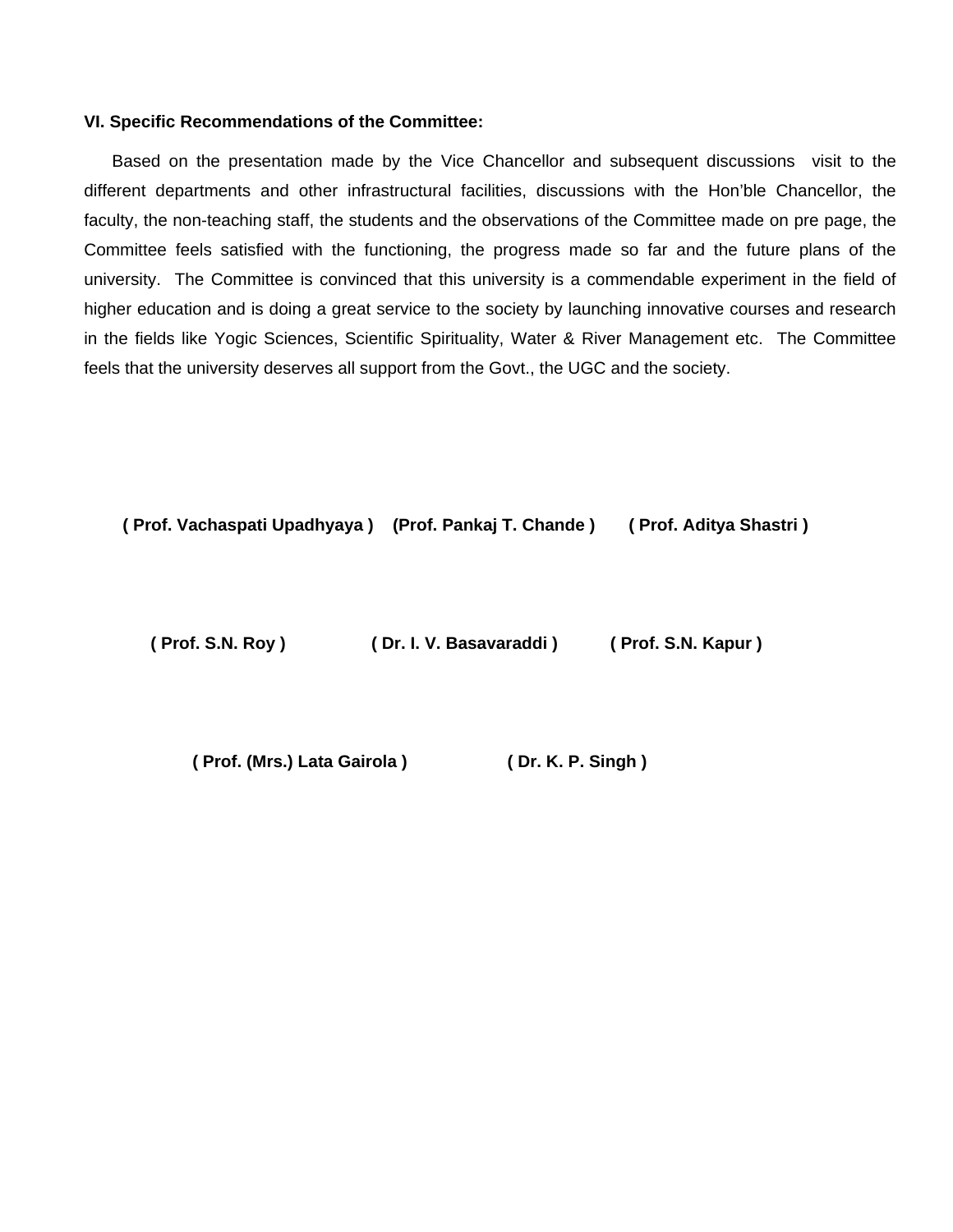**VI. Specific Recommendations of the Committee:**

Based on the presentation made by the Vice Chancellor and subsequent discussions visit to the different departments and other infrastructural facilities, discussions with the Hon'ble Chancellor, the faculty, the non-teaching staff, the students and the observations of the Committee made on pre page, the Committee feels satisfied with the functioning, the progress made so far and the future plans of the university. The Committee is convinced that this university is a commendable experiment in the field of higher education and is doing a great service to the society by launching innovative courses and research in the fields like Yogic Sciences, Scientific Spirituality, Water & River Management etc. The Committee feels that the university deserves all support from the Govt., the UGC and the society.

**( Prof. Vachaspati Upadhyaya )** **(Prof. Pankaj T. Chande )** **( Prof. Aditya Shastri )**

**( Prof. S.N. Roy )** **( Dr. I. V. Basavaraddi )** **( Prof. S.N. Kapur )**

**( Prof. (Mrs.) Lata Gairola )** **( Dr. K. P. Singh )**